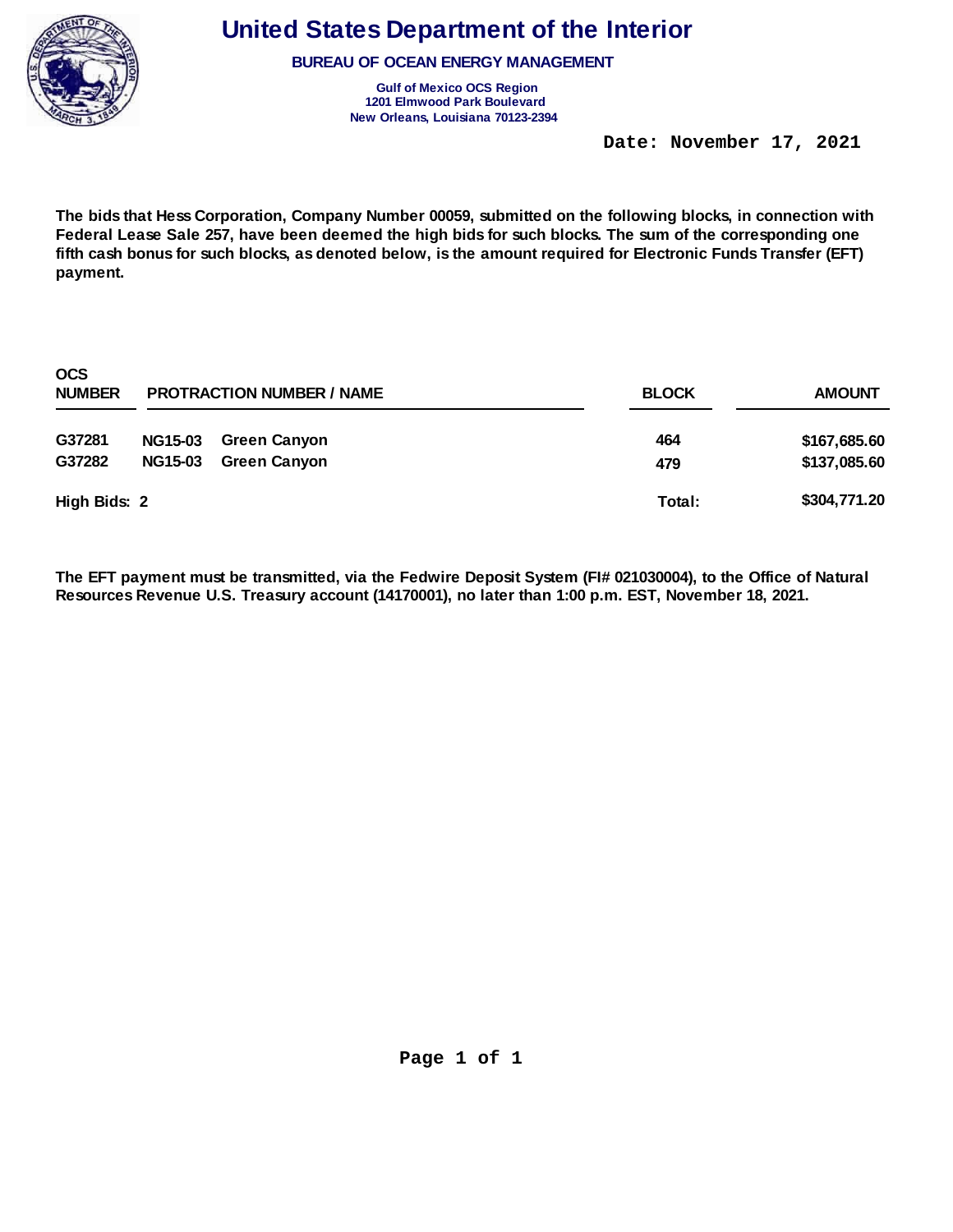# United States Department of the Interior

**BUREAU OF OCEAN ENERGY MANAGEMENT**

**Gulf of Mexico OCS Region**
**1201 Elmwood Park Boulevard**
**New Orleans, Louisiana 70123-2394**

**Date: November 17, 2021**

**The bids that Hess Corporation, Company Number 00059, submitted on the following blocks, in connection with Federal Lease Sale 257, have been deemed the high bids for such blocks. The sum of the corresponding one fifth cash bonus for such blocks, as denoted below, is the amount required for Electronic Funds Transfer (EFT) payment.**

| OCS NUMBER | PROTRACTION NUMBER / NAME | | BLOCK | AMOUNT |
|---|---|---|---|---|
| G37281 | NG15-03 | Green Canyon | 464 | $167,685.60 |
| G37282 | NG15-03 | Green Canyon | 479 | $137,085.60 |
| High Bids: 2 | | | Total: | $304,771.20 |

**The EFT payment must be transmitted, via the Fedwire Deposit System (FI# 021030004), to the Office of Natural Resources Revenue U.S. Treasury account (14170001), no later than 1:00 p.m. EST, November 18, 2021.**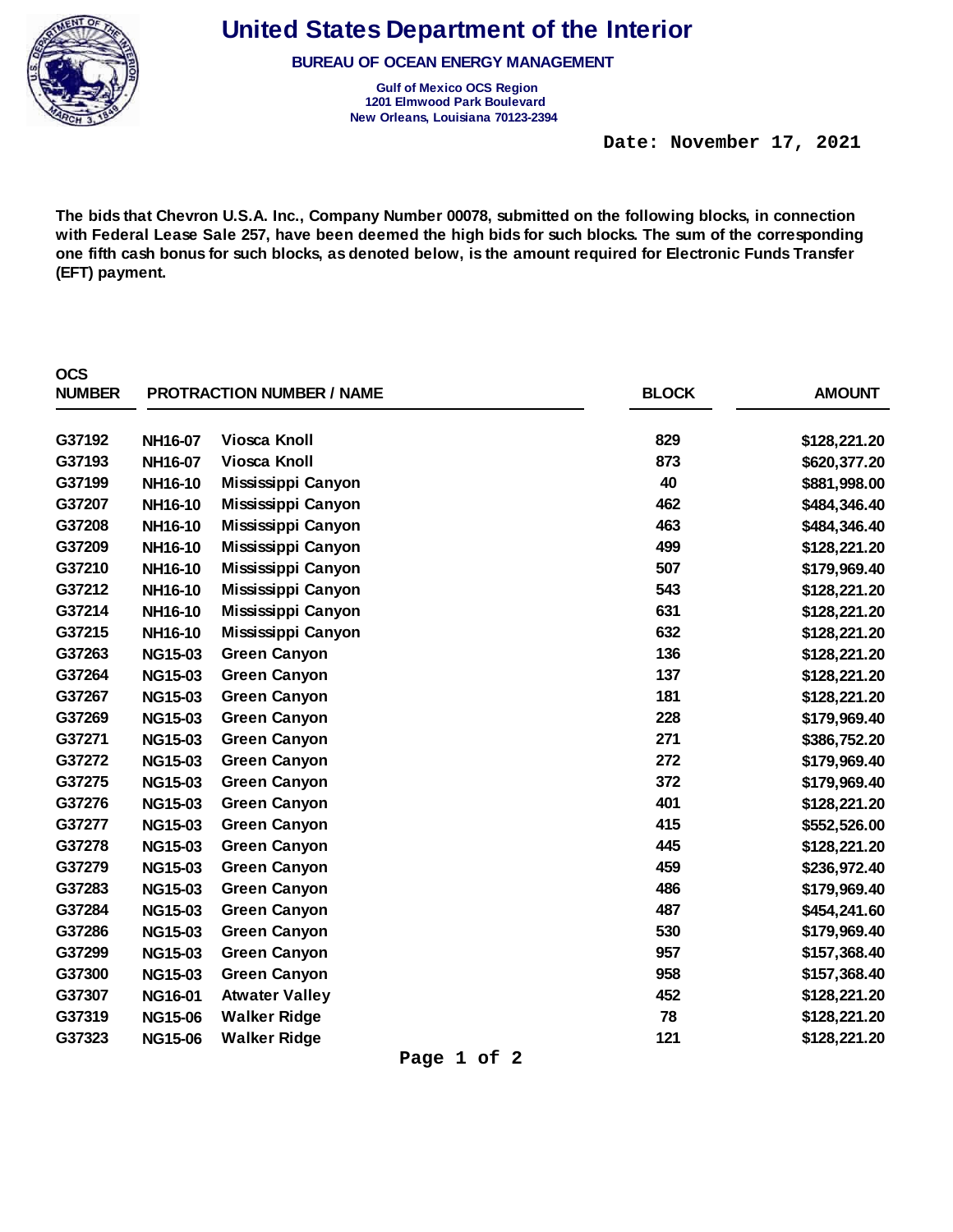# United States Department of the Interior

**BUREAU OF OCEAN ENERGY MANAGEMENT**

**Gulf of Mexico OCS Region**
**1201 Elmwood Park Boulevard**
**New Orleans, Louisiana 70123-2394**

**Date: November 17, 2021**

**The bids that Chevron U.S.A. Inc., Company Number 00078, submitted on the following blocks, in connection with Federal Lease Sale 257, have been deemed the high bids for such blocks. The sum of the corresponding one fifth cash bonus for such blocks, as denoted below, is the amount required for Electronic Funds Transfer (EFT) payment.**

| OCS NUMBER | PROTRACTION NUMBER | NAME | BLOCK | AMOUNT |
|---|---|---|---|---|
| G37192 | NH16-07 | Viosca Knoll | 829 | $128,221.20 |
| G37193 | NH16-07 | Viosca Knoll | 873 | $620,377.20 |
| G37199 | NH16-10 | Mississippi Canyon | 40 | $881,998.00 |
| G37207 | NH16-10 | Mississippi Canyon | 462 | $484,346.40 |
| G37208 | NH16-10 | Mississippi Canyon | 463 | $484,346.40 |
| G37209 | NH16-10 | Mississippi Canyon | 499 | $128,221.20 |
| G37210 | NH16-10 | Mississippi Canyon | 507 | $179,969.40 |
| G37212 | NH16-10 | Mississippi Canyon | 543 | $128,221.20 |
| G37214 | NH16-10 | Mississippi Canyon | 631 | $128,221.20 |
| G37215 | NH16-10 | Mississippi Canyon | 632 | $128,221.20 |
| G37263 | NG15-03 | Green Canyon | 136 | $128,221.20 |
| G37264 | NG15-03 | Green Canyon | 137 | $128,221.20 |
| G37267 | NG15-03 | Green Canyon | 181 | $128,221.20 |
| G37269 | NG15-03 | Green Canyon | 228 | $179,969.40 |
| G37271 | NG15-03 | Green Canyon | 271 | $386,752.20 |
| G37272 | NG15-03 | Green Canyon | 272 | $179,969.40 |
| G37275 | NG15-03 | Green Canyon | 372 | $179,969.40 |
| G37276 | NG15-03 | Green Canyon | 401 | $128,221.20 |
| G37277 | NG15-03 | Green Canyon | 415 | $552,526.00 |
| G37278 | NG15-03 | Green Canyon | 445 | $128,221.20 |
| G37279 | NG15-03 | Green Canyon | 459 | $236,972.40 |
| G37283 | NG15-03 | Green Canyon | 486 | $179,969.40 |
| G37284 | NG15-03 | Green Canyon | 487 | $454,241.60 |
| G37286 | NG15-03 | Green Canyon | 530 | $179,969.40 |
| G37299 | NG15-03 | Green Canyon | 957 | $157,368.40 |
| G37300 | NG15-03 | Green Canyon | 958 | $157,368.40 |
| G37307 | NG16-01 | Atwater Valley | 452 | $128,221.20 |
| G37319 | NG15-06 | Walker Ridge | 78 | $128,221.20 |
| G37323 | NG15-06 | Walker Ridge | 121 | $128,221.20 |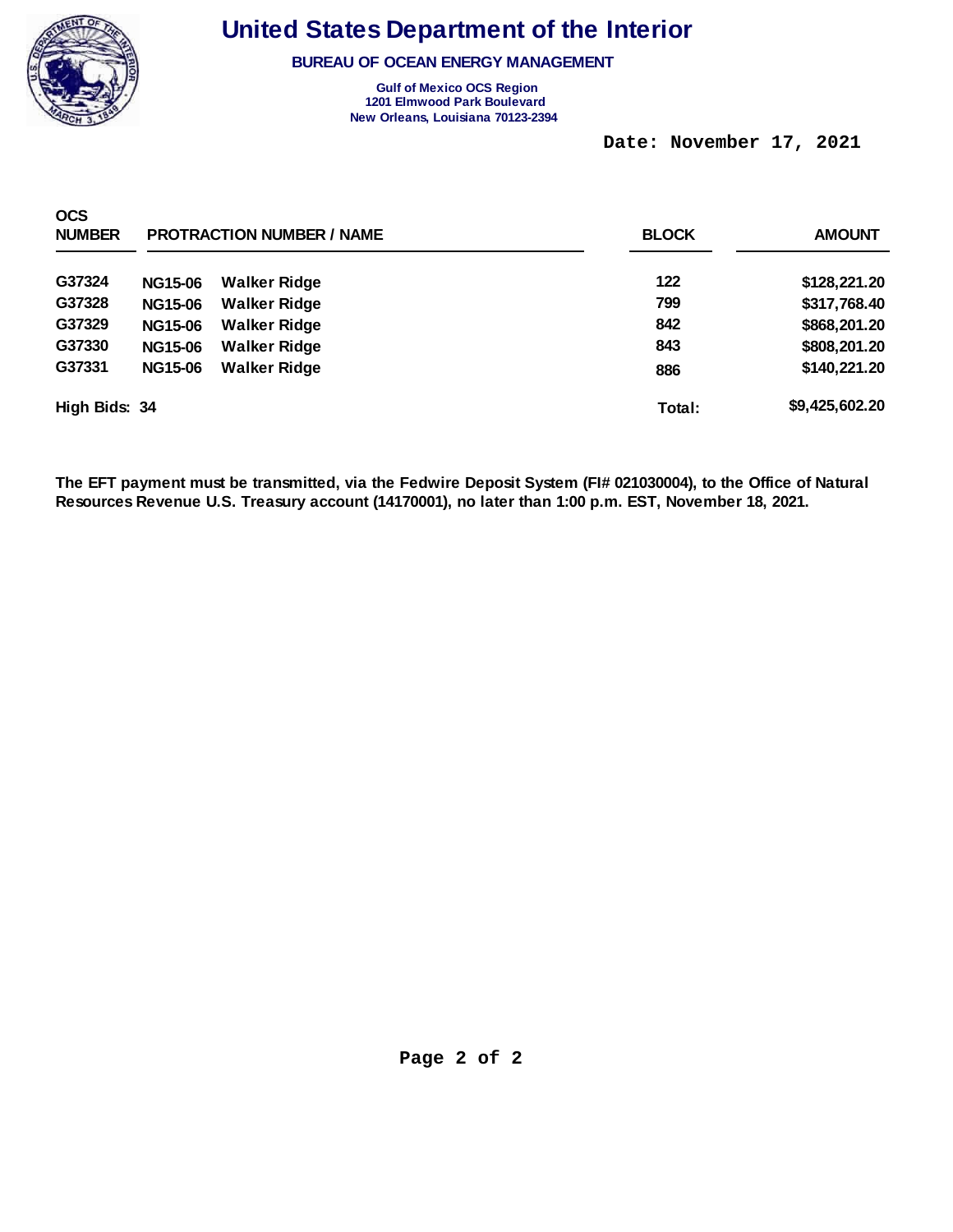# United States Department of the Interior

**BUREAU OF OCEAN ENERGY MANAGEMENT**

**Gulf of Mexico OCS Region**
**1201 Elmwood Park Boulevard**
**New Orleans, Louisiana 70123-2394**

Date: November 17, 2021

| OCS NUMBER | PROTRACTION NUMBER / NAME | | BLOCK | AMOUNT |
|---|---|---|---|---|
| G37324 | NG15-06 | Walker Ridge | 122 | $128,221.20 |
| G37328 | NG15-06 | Walker Ridge | 799 | $317,768.40 |
| G37329 | NG15-06 | Walker Ridge | 842 | $868,201.20 |
| G37330 | NG15-06 | Walker Ridge | 843 | $808,201.20 |
| G37331 | NG15-06 | Walker Ridge | 886 | $140,221.20 |
| High Bids: 34 | | | Total: | $9,425,602.20 |

**The EFT payment must be transmitted, via the Fedwire Deposit System (FI# 021030004), to the Office of Natural Resources Revenue U.S. Treasury account (14170001), no later than 1:00 p.m. EST, November 18, 2021.**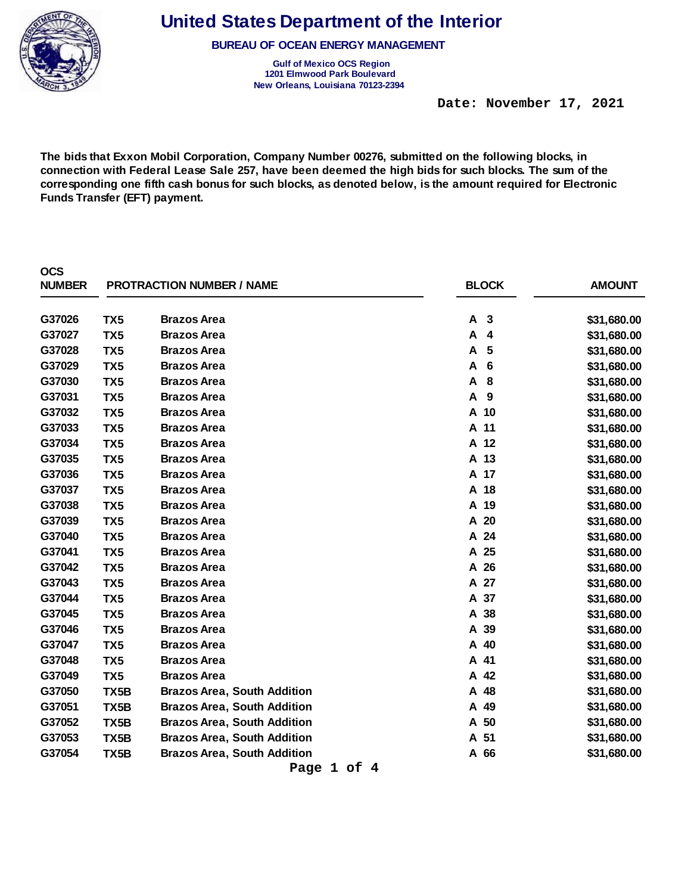# United States Department of the Interior

**BUREAU OF OCEAN ENERGY MANAGEMENT**

**Gulf of Mexico OCS Region**
**1201 Elmwood Park Boulevard**
**New Orleans, Louisiana 70123-2394**

**Date: November 17, 2021**

**The bids that Exxon Mobil Corporation, Company Number 00276, submitted on the following blocks, in connection with Federal Lease Sale 257, have been deemed the high bids for such blocks. The sum of the corresponding one fifth cash bonus for such blocks, as denoted below, is the amount required for Electronic Funds Transfer (EFT) payment.**

| OCS NUMBER | PROTRACTION NUMBER / NAME | | BLOCK | AMOUNT |
|---|---|---|---|---|
| G37026 | TX5 | Brazos Area | A 3 | $31,680.00 |
| G37027 | TX5 | Brazos Area | A 4 | $31,680.00 |
| G37028 | TX5 | Brazos Area | A 5 | $31,680.00 |
| G37029 | TX5 | Brazos Area | A 6 | $31,680.00 |
| G37030 | TX5 | Brazos Area | A 8 | $31,680.00 |
| G37031 | TX5 | Brazos Area | A 9 | $31,680.00 |
| G37032 | TX5 | Brazos Area | A 10 | $31,680.00 |
| G37033 | TX5 | Brazos Area | A 11 | $31,680.00 |
| G37034 | TX5 | Brazos Area | A 12 | $31,680.00 |
| G37035 | TX5 | Brazos Area | A 13 | $31,680.00 |
| G37036 | TX5 | Brazos Area | A 17 | $31,680.00 |
| G37037 | TX5 | Brazos Area | A 18 | $31,680.00 |
| G37038 | TX5 | Brazos Area | A 19 | $31,680.00 |
| G37039 | TX5 | Brazos Area | A 20 | $31,680.00 |
| G37040 | TX5 | Brazos Area | A 24 | $31,680.00 |
| G37041 | TX5 | Brazos Area | A 25 | $31,680.00 |
| G37042 | TX5 | Brazos Area | A 26 | $31,680.00 |
| G37043 | TX5 | Brazos Area | A 27 | $31,680.00 |
| G37044 | TX5 | Brazos Area | A 37 | $31,680.00 |
| G37045 | TX5 | Brazos Area | A 38 | $31,680.00 |
| G37046 | TX5 | Brazos Area | A 39 | $31,680.00 |
| G37047 | TX5 | Brazos Area | A 40 | $31,680.00 |
| G37048 | TX5 | Brazos Area | A 41 | $31,680.00 |
| G37049 | TX5 | Brazos Area | A 42 | $31,680.00 |
| G37050 | TX5B | Brazos Area, South Addition | A 48 | $31,680.00 |
| G37051 | TX5B | Brazos Area, South Addition | A 49 | $31,680.00 |
| G37052 | TX5B | Brazos Area, South Addition | A 50 | $31,680.00 |
| G37053 | TX5B | Brazos Area, South Addition | A 51 | $31,680.00 |
| G37054 | TX5B | Brazos Area, South Addition | A 66 | $31,680.00 |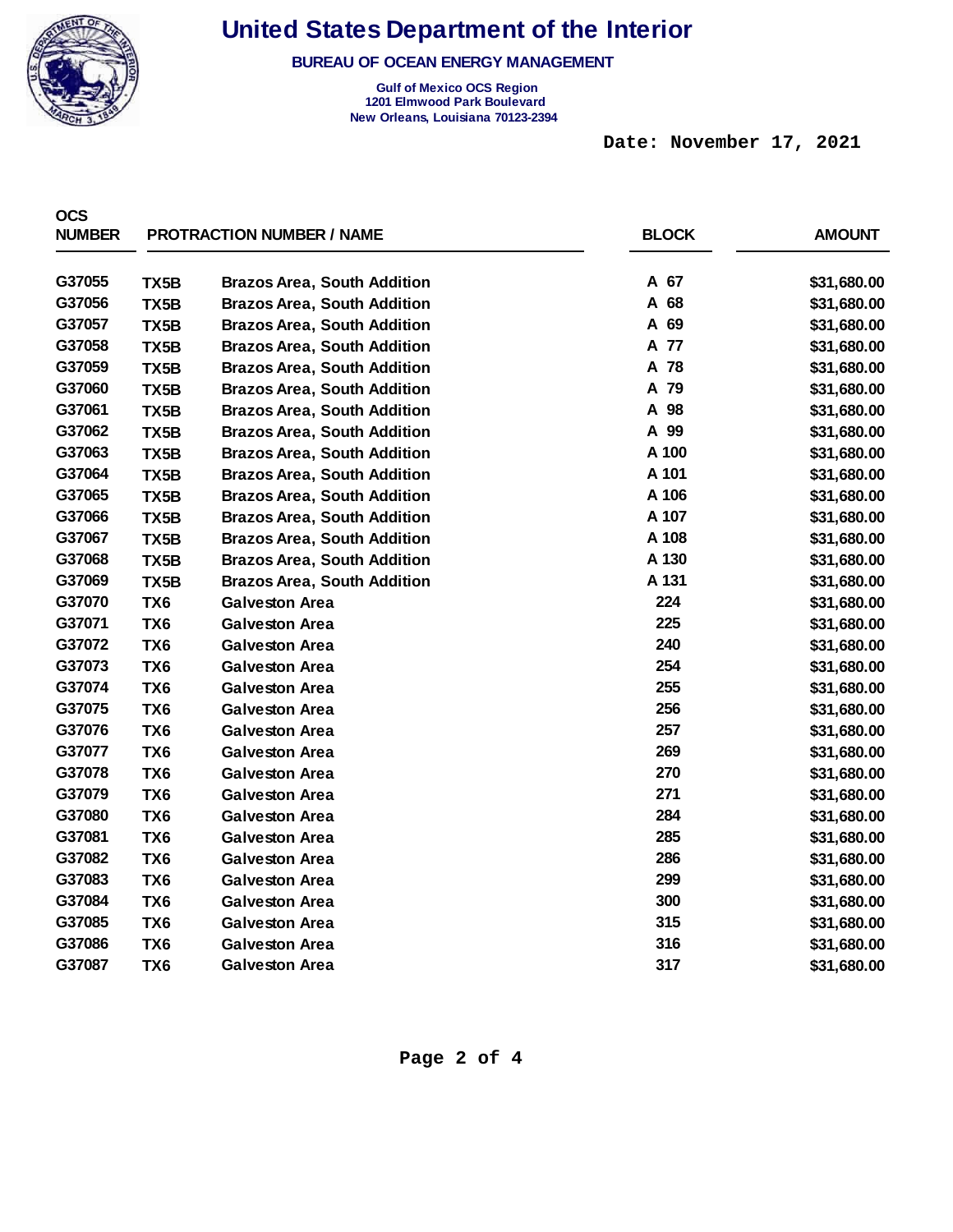# United States Department of the Interior

**BUREAU OF OCEAN ENERGY MANAGEMENT**

**Gulf of Mexico OCS Region**
**1201 Elmwood Park Boulevard**
**New Orleans, Louisiana 70123-2394**

**Date: November 17, 2021**

| OCS NUMBER | PROTRACTION NUMBER / NAME | | BLOCK | AMOUNT |
|---|---|---|---|---|
| G37055 | TX5B | Brazos Area, South Addition | A 67 | $31,680.00 |
| G37056 | TX5B | Brazos Area, South Addition | A 68 | $31,680.00 |
| G37057 | TX5B | Brazos Area, South Addition | A 69 | $31,680.00 |
| G37058 | TX5B | Brazos Area, South Addition | A 77 | $31,680.00 |
| G37059 | TX5B | Brazos Area, South Addition | A 78 | $31,680.00 |
| G37060 | TX5B | Brazos Area, South Addition | A 79 | $31,680.00 |
| G37061 | TX5B | Brazos Area, South Addition | A 98 | $31,680.00 |
| G37062 | TX5B | Brazos Area, South Addition | A 99 | $31,680.00 |
| G37063 | TX5B | Brazos Area, South Addition | A 100 | $31,680.00 |
| G37064 | TX5B | Brazos Area, South Addition | A 101 | $31,680.00 |
| G37065 | TX5B | Brazos Area, South Addition | A 106 | $31,680.00 |
| G37066 | TX5B | Brazos Area, South Addition | A 107 | $31,680.00 |
| G37067 | TX5B | Brazos Area, South Addition | A 108 | $31,680.00 |
| G37068 | TX5B | Brazos Area, South Addition | A 130 | $31,680.00 |
| G37069 | TX5B | Brazos Area, South Addition | A 131 | $31,680.00 |
| G37070 | TX6 | Galveston Area | 224 | $31,680.00 |
| G37071 | TX6 | Galveston Area | 225 | $31,680.00 |
| G37072 | TX6 | Galveston Area | 240 | $31,680.00 |
| G37073 | TX6 | Galveston Area | 254 | $31,680.00 |
| G37074 | TX6 | Galveston Area | 255 | $31,680.00 |
| G37075 | TX6 | Galveston Area | 256 | $31,680.00 |
| G37076 | TX6 | Galveston Area | 257 | $31,680.00 |
| G37077 | TX6 | Galveston Area | 269 | $31,680.00 |
| G37078 | TX6 | Galveston Area | 270 | $31,680.00 |
| G37079 | TX6 | Galveston Area | 271 | $31,680.00 |
| G37080 | TX6 | Galveston Area | 284 | $31,680.00 |
| G37081 | TX6 | Galveston Area | 285 | $31,680.00 |
| G37082 | TX6 | Galveston Area | 286 | $31,680.00 |
| G37083 | TX6 | Galveston Area | 299 | $31,680.00 |
| G37084 | TX6 | Galveston Area | 300 | $31,680.00 |
| G37085 | TX6 | Galveston Area | 315 | $31,680.00 |
| G37086 | TX6 | Galveston Area | 316 | $31,680.00 |
| G37087 | TX6 | Galveston Area | 317 | $31,680.00 |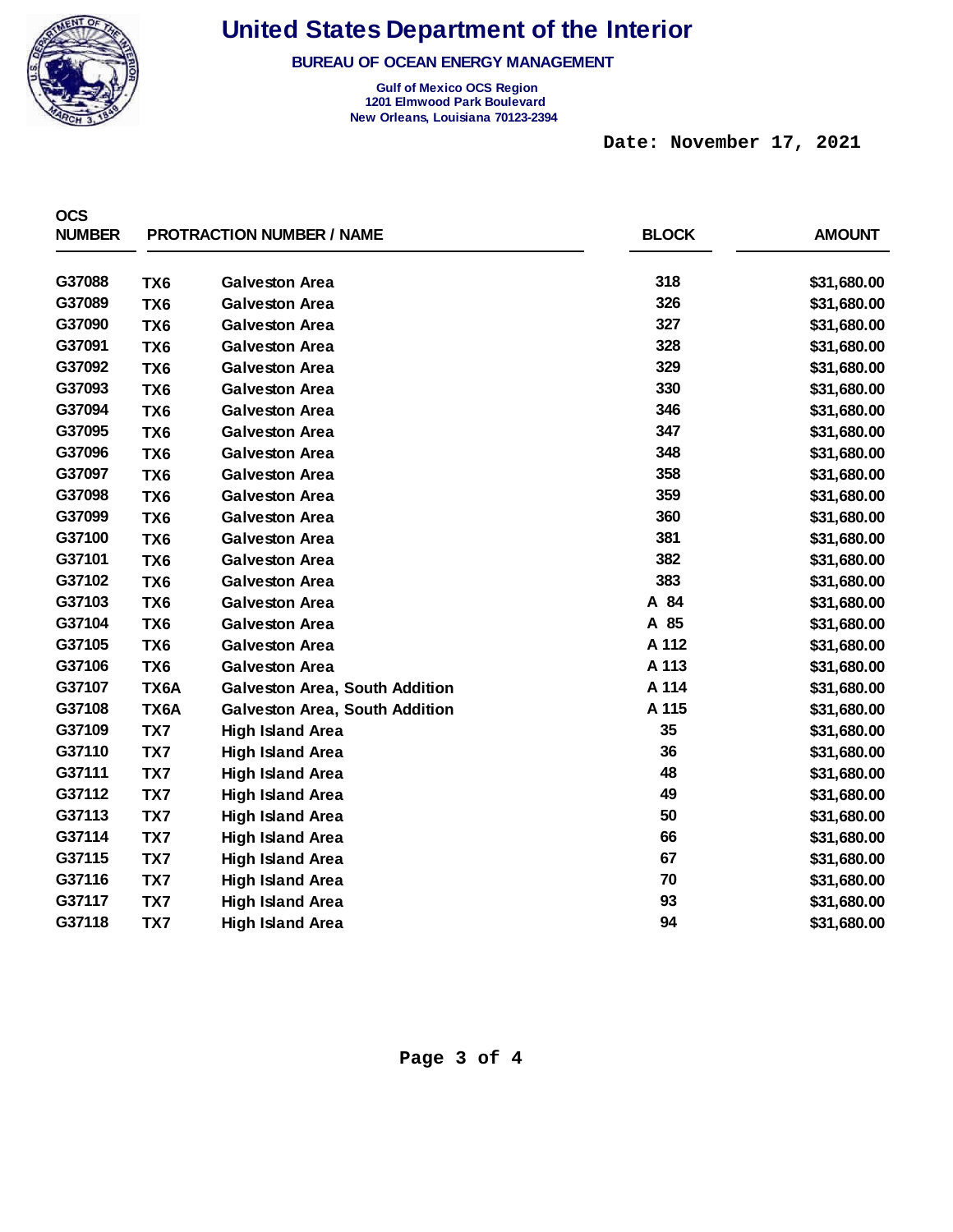# United States Department of the Interior

**BUREAU OF OCEAN ENERGY MANAGEMENT**

**Gulf of Mexico OCS Region**
**1201 Elmwood Park Boulevard**
**New Orleans, Louisiana 70123-2394**

**Date: November 17, 2021**

| OCS NUMBER | PROTRACTION NUMBER / NAME | | BLOCK | AMOUNT |
|---|---|---|---|---|
| G37088 | TX6 | Galveston Area | 318 | $31,680.00 |
| G37089 | TX6 | Galveston Area | 326 | $31,680.00 |
| G37090 | TX6 | Galveston Area | 327 | $31,680.00 |
| G37091 | TX6 | Galveston Area | 328 | $31,680.00 |
| G37092 | TX6 | Galveston Area | 329 | $31,680.00 |
| G37093 | TX6 | Galveston Area | 330 | $31,680.00 |
| G37094 | TX6 | Galveston Area | 346 | $31,680.00 |
| G37095 | TX6 | Galveston Area | 347 | $31,680.00 |
| G37096 | TX6 | Galveston Area | 348 | $31,680.00 |
| G37097 | TX6 | Galveston Area | 358 | $31,680.00 |
| G37098 | TX6 | Galveston Area | 359 | $31,680.00 |
| G37099 | TX6 | Galveston Area | 360 | $31,680.00 |
| G37100 | TX6 | Galveston Area | 381 | $31,680.00 |
| G37101 | TX6 | Galveston Area | 382 | $31,680.00 |
| G37102 | TX6 | Galveston Area | 383 | $31,680.00 |
| G37103 | TX6 | Galveston Area | A 84 | $31,680.00 |
| G37104 | TX6 | Galveston Area | A 85 | $31,680.00 |
| G37105 | TX6 | Galveston Area | A 112 | $31,680.00 |
| G37106 | TX6 | Galveston Area | A 113 | $31,680.00 |
| G37107 | TX6A | Galveston Area, South Addition | A 114 | $31,680.00 |
| G37108 | TX6A | Galveston Area, South Addition | A 115 | $31,680.00 |
| G37109 | TX7 | High Island Area | 35 | $31,680.00 |
| G37110 | TX7 | High Island Area | 36 | $31,680.00 |
| G37111 | TX7 | High Island Area | 48 | $31,680.00 |
| G37112 | TX7 | High Island Area | 49 | $31,680.00 |
| G37113 | TX7 | High Island Area | 50 | $31,680.00 |
| G37114 | TX7 | High Island Area | 66 | $31,680.00 |
| G37115 | TX7 | High Island Area | 67 | $31,680.00 |
| G37116 | TX7 | High Island Area | 70 | $31,680.00 |
| G37117 | TX7 | High Island Area | 93 | $31,680.00 |
| G37118 | TX7 | High Island Area | 94 | $31,680.00 |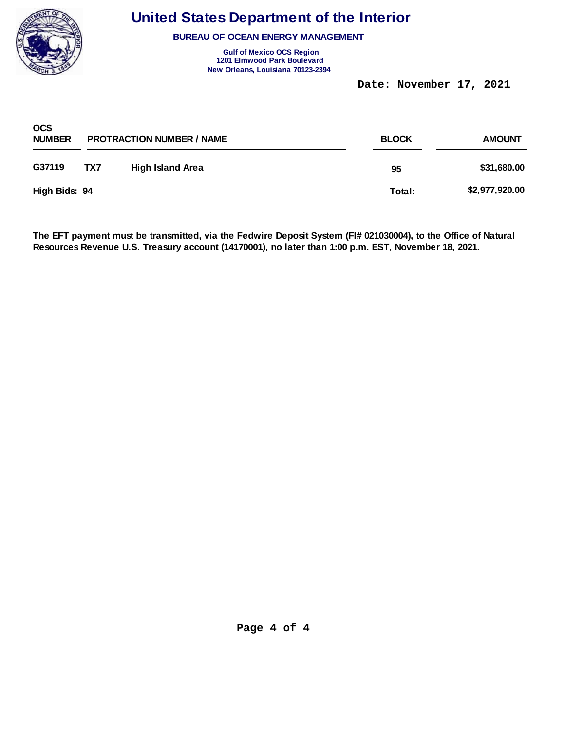# United States Department of the Interior

**BUREAU OF OCEAN ENERGY MANAGEMENT**

**Gulf of Mexico OCS Region**
**1201 Elmwood Park Boulevard**
**New Orleans, Louisiana 70123-2394**

Date: November 17, 2021

| OCS NUMBER | PROTRACTION NUMBER / NAME | | BLOCK | AMOUNT |
|---|---|---|---|---|
| G37119 | TX7 | High Island Area | 95 | $31,680.00 |
| **High Bids: 94** | | | **Total:** | **$2,977,920.00** |

**The EFT payment must be transmitted, via the Fedwire Deposit System (FI# 021030004), to the Office of Natural Resources Revenue U.S. Treasury account (14170001), no later than 1:00 p.m. EST, November 18, 2021.**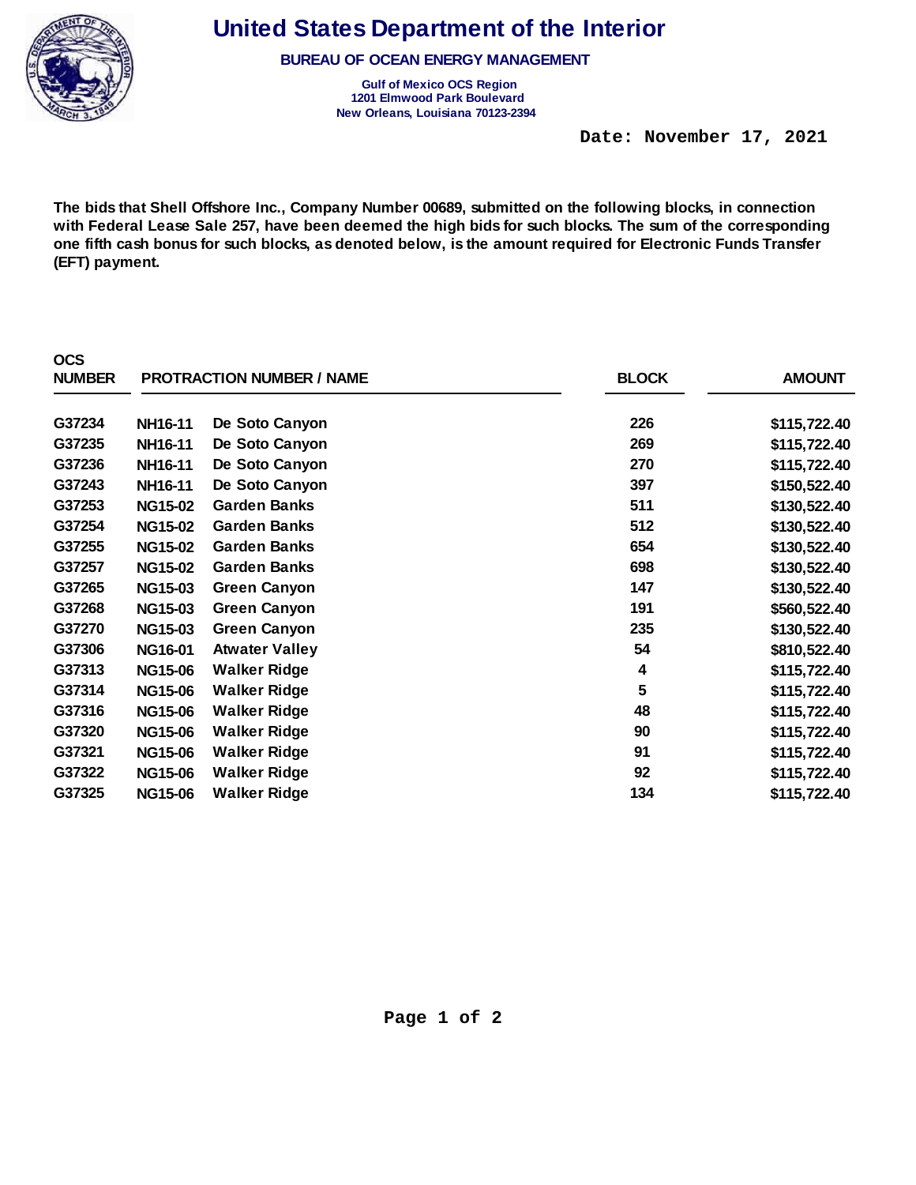# United States Department of the Interior

**BUREAU OF OCEAN ENERGY MANAGEMENT**

**Gulf of Mexico OCS Region**
**1201 Elmwood Park Boulevard**
**New Orleans, Louisiana 70123-2394**

**Date: November 17, 2021**

**The bids that Shell Offshore Inc., Company Number 00689, submitted on the following blocks, in connection with Federal Lease Sale 257, have been deemed the high bids for such blocks. The sum of the corresponding one fifth cash bonus for such blocks, as denoted below, is the amount required for Electronic Funds Transfer (EFT) payment.**

| OCS NUMBER | PROTRACTION NUMBER / NAME | | BLOCK | AMOUNT |
|---|---|---|---|---|
| G37234 | NH16-11 | De Soto Canyon | 226 | $115,722.40 |
| G37235 | NH16-11 | De Soto Canyon | 269 | $115,722.40 |
| G37236 | NH16-11 | De Soto Canyon | 270 | $115,722.40 |
| G37243 | NH16-11 | De Soto Canyon | 397 | $150,522.40 |
| G37253 | NG15-02 | Garden Banks | 511 | $130,522.40 |
| G37254 | NG15-02 | Garden Banks | 512 | $130,522.40 |
| G37255 | NG15-02 | Garden Banks | 654 | $130,522.40 |
| G37257 | NG15-02 | Garden Banks | 698 | $130,522.40 |
| G37265 | NG15-03 | Green Canyon | 147 | $130,522.40 |
| G37268 | NG15-03 | Green Canyon | 191 | $560,522.40 |
| G37270 | NG15-03 | Green Canyon | 235 | $130,522.40 |
| G37306 | NG16-01 | Atwater Valley | 54 | $810,522.40 |
| G37313 | NG15-06 | Walker Ridge | 4 | $115,722.40 |
| G37314 | NG15-06 | Walker Ridge | 5 | $115,722.40 |
| G37316 | NG15-06 | Walker Ridge | 48 | $115,722.40 |
| G37320 | NG15-06 | Walker Ridge | 90 | $115,722.40 |
| G37321 | NG15-06 | Walker Ridge | 91 | $115,722.40 |
| G37322 | NG15-06 | Walker Ridge | 92 | $115,722.40 |
| G37325 | NG15-06 | Walker Ridge | 134 | $115,722.40 |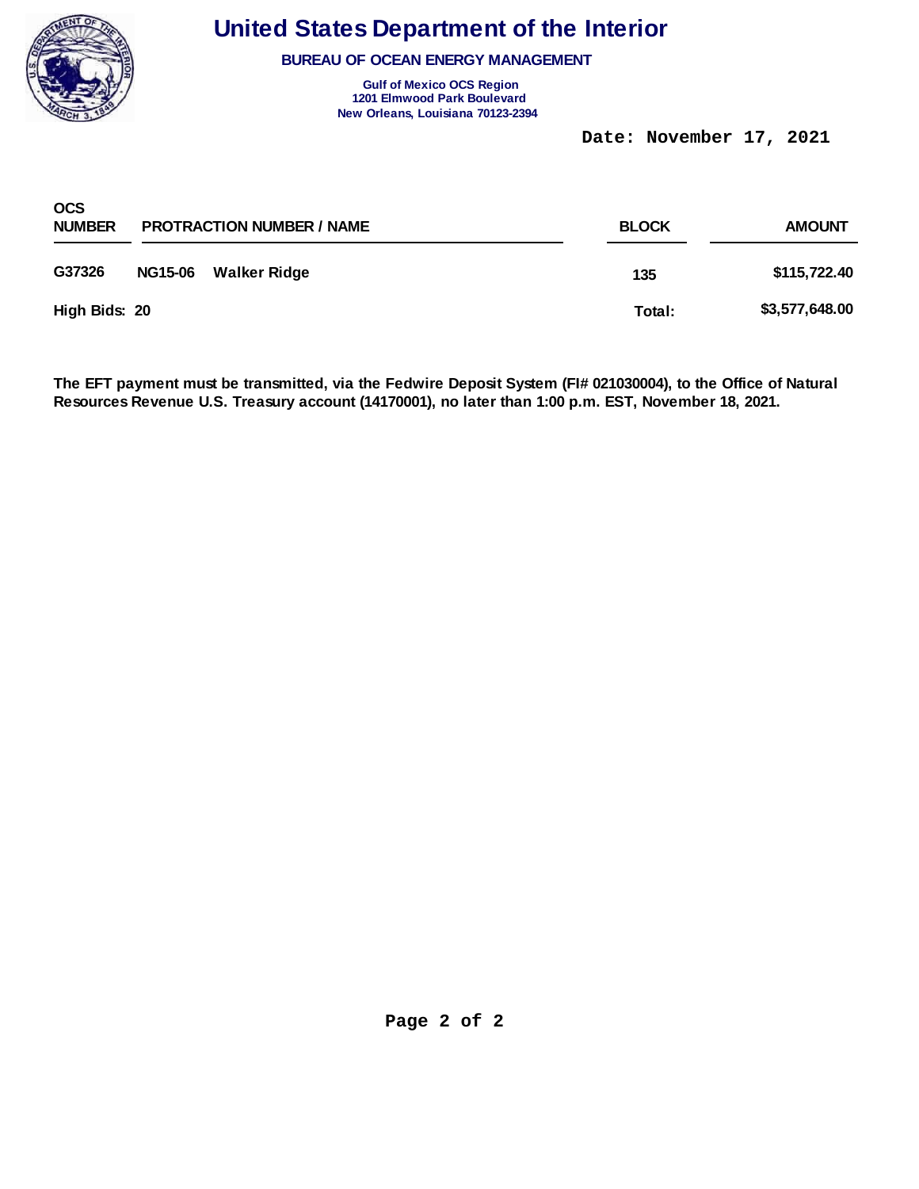# United States Department of the Interior

**BUREAU OF OCEAN ENERGY MANAGEMENT**

**Gulf of Mexico OCS Region**
**1201 Elmwood Park Boulevard**
**New Orleans, Louisiana 70123-2394**

**Date: November 17, 2021**

| OCS NUMBER | PROTRACTION NUMBER / NAME | | BLOCK | AMOUNT |
|---|---|---|---|---|
| G37326 | NG15-06 | Walker Ridge | 135 | $115,722.40 |
| **High Bids: 20** | | | **Total:** | **$3,577,648.00** |

**The EFT payment must be transmitted, via the Fedwire Deposit System (FI# 021030004), to the Office of Natural Resources Revenue U.S. Treasury account (14170001), no later than 1:00 p.m. EST, November 18, 2021.**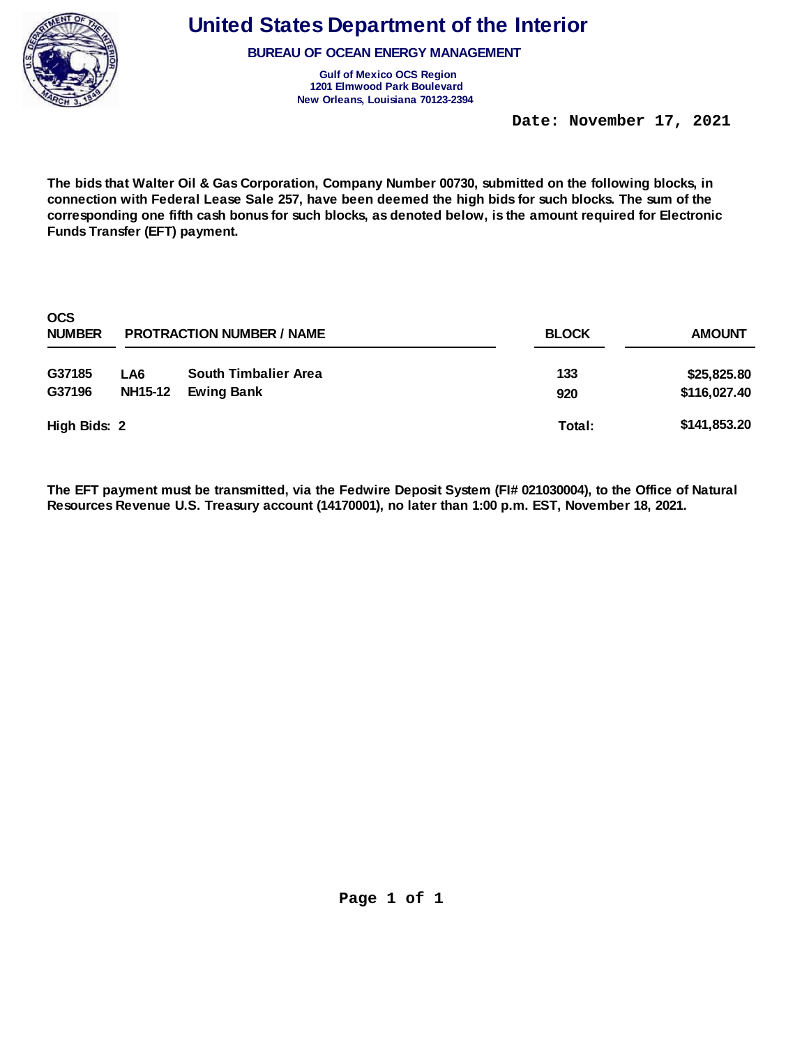# United States Department of the Interior

**BUREAU OF OCEAN ENERGY MANAGEMENT**

**Gulf of Mexico OCS Region**
**1201 Elmwood Park Boulevard**
**New Orleans, Louisiana 70123-2394**

**Date: November 17, 2021**

**The bids that Walter Oil & Gas Corporation, Company Number 00730, submitted on the following blocks, in connection with Federal Lease Sale 257, have been deemed the high bids for such blocks. The sum of the corresponding one fifth cash bonus for such blocks, as denoted below, is the amount required for Electronic Funds Transfer (EFT) payment.**

| OCS NUMBER | PROTRACTION NUMBER / NAME | | BLOCK | AMOUNT |
|---|---|---|---|---|
| G37185 | LA6 | South Timbalier Area | 133 | $25,825.80 |
| G37196 | NH15-12 | Ewing Bank | 920 | $116,027.40 |
| **High Bids: 2** | | | **Total:** | **$141,853.20** |

**The EFT payment must be transmitted, via the Fedwire Deposit System (FI# 021030004), to the Office of Natural Resources Revenue U.S. Treasury account (14170001), no later than 1:00 p.m. EST, November 18, 2021.**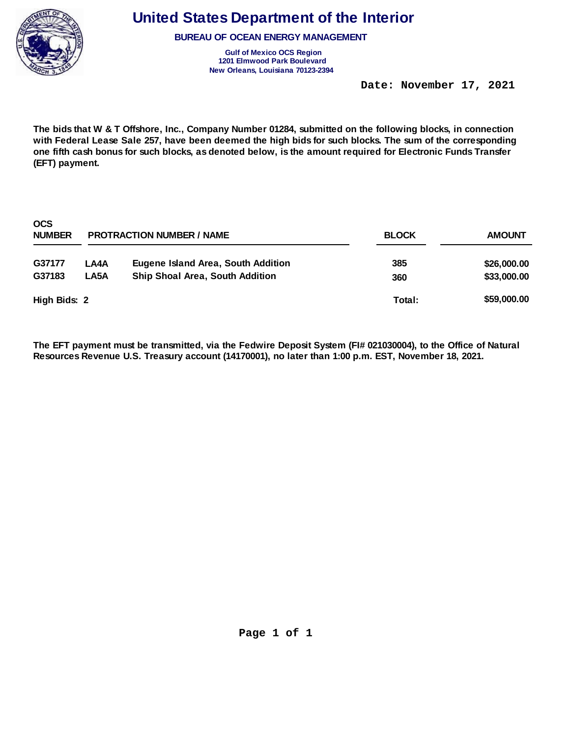# United States Department of the Interior

**BUREAU OF OCEAN ENERGY MANAGEMENT**

**Gulf of Mexico OCS Region**
**1201 Elmwood Park Boulevard**
**New Orleans, Louisiana 70123-2394**

**Date: November 17, 2021**

**The bids that W & T Offshore, Inc., Company Number 01284, submitted on the following blocks, in connection with Federal Lease Sale 257, have been deemed the high bids for such blocks. The sum of the corresponding one fifth cash bonus for such blocks, as denoted below, is the amount required for Electronic Funds Transfer (EFT) payment.**

| OCS NUMBER | PROTRACTION NUMBER / NAME | | BLOCK | AMOUNT |
|---|---|---|---|---|
| G37177 | LA4A | Eugene Island Area, South Addition | 385 | $26,000.00 |
| G37183 | LA5A | Ship Shoal Area, South Addition | 360 | $33,000.00 |
| High Bids: 2 | | | Total: | $59,000.00 |

**The EFT payment must be transmitted, via the Fedwire Deposit System (FI# 021030004), to the Office of Natural Resources Revenue U.S. Treasury account (14170001), no later than 1:00 p.m. EST, November 18, 2021.**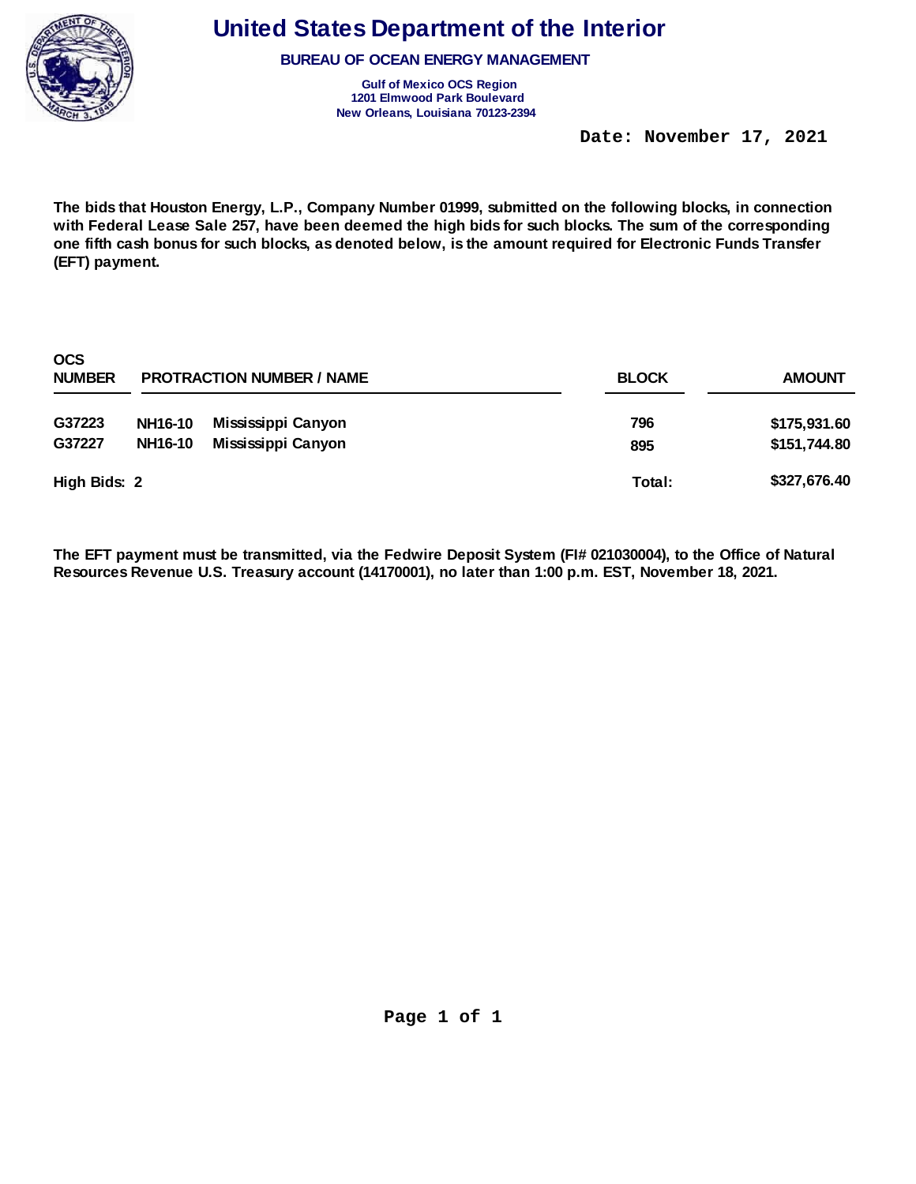# United States Department of the Interior

**BUREAU OF OCEAN ENERGY MANAGEMENT**

**Gulf of Mexico OCS Region**
**1201 Elmwood Park Boulevard**
**New Orleans, Louisiana 70123-2394**

**Date: November 17, 2021**

**The bids that Houston Energy, L.P., Company Number 01999, submitted on the following blocks, in connection with Federal Lease Sale 257, have been deemed the high bids for such blocks. The sum of the corresponding one fifth cash bonus for such blocks, as denoted below, is the amount required for Electronic Funds Transfer (EFT) payment.**

| OCS NUMBER | PROTRACTION NUMBER / NAME | | BLOCK | AMOUNT |
|---|---|---|---|---|
| G37223 | NH16-10 | Mississippi Canyon | 796 | $175,931.60 |
| G37227 | NH16-10 | Mississippi Canyon | 895 | $151,744.80 |
| **High Bids: 2** | | | **Total:** | **$327,676.40** |

**The EFT payment must be transmitted, via the Fedwire Deposit System (FI# 021030004), to the Office of Natural Resources Revenue U.S. Treasury account (14170001), no later than 1:00 p.m. EST, November 18, 2021.**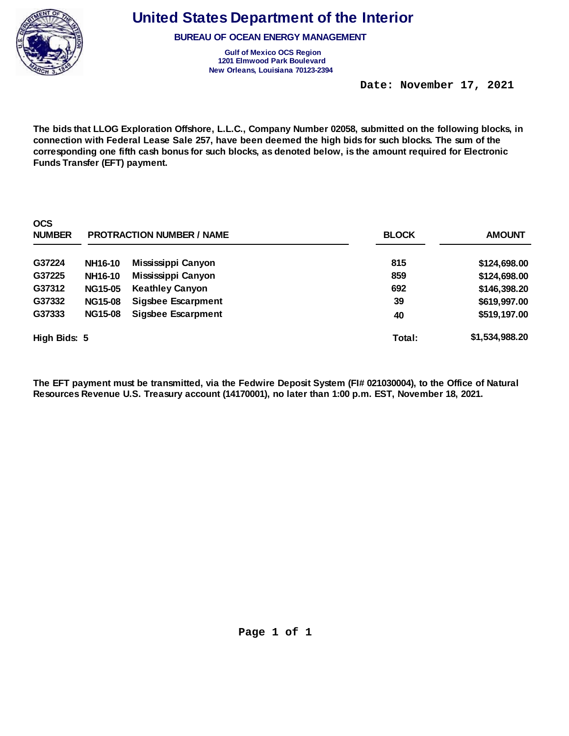# United States Department of the Interior

**BUREAU OF OCEAN ENERGY MANAGEMENT**

**Gulf of Mexico OCS Region**
**1201 Elmwood Park Boulevard**
**New Orleans, Louisiana 70123-2394**

**Date: November 17, 2021**

**The bids that LLOG Exploration Offshore, L.L.C., Company Number 02058, submitted on the following blocks, in connection with Federal Lease Sale 257, have been deemed the high bids for such blocks. The sum of the corresponding one fifth cash bonus for such blocks, as denoted below, is the amount required for Electronic Funds Transfer (EFT) payment.**

| OCS NUMBER | PROTRACTION NUMBER / NAME | | BLOCK | AMOUNT |
|---|---|---|---|---|
| G37224 | NH16-10 | Mississippi Canyon | 815 | $124,698.00 |
| G37225 | NH16-10 | Mississippi Canyon | 859 | $124,698.00 |
| G37312 | NG15-05 | Keathley Canyon | 692 | $146,398.20 |
| G37332 | NG15-08 | Sigsbee Escarpment | 39 | $619,997.00 |
| G37333 | NG15-08 | Sigsbee Escarpment | 40 | $519,197.00 |
| High Bids: 5 | | | Total: | $1,534,988.20 |

**The EFT payment must be transmitted, via the Fedwire Deposit System (FI# 021030004), to the Office of Natural Resources Revenue U.S. Treasury account (14170001), no later than 1:00 p.m. EST, November 18, 2021.**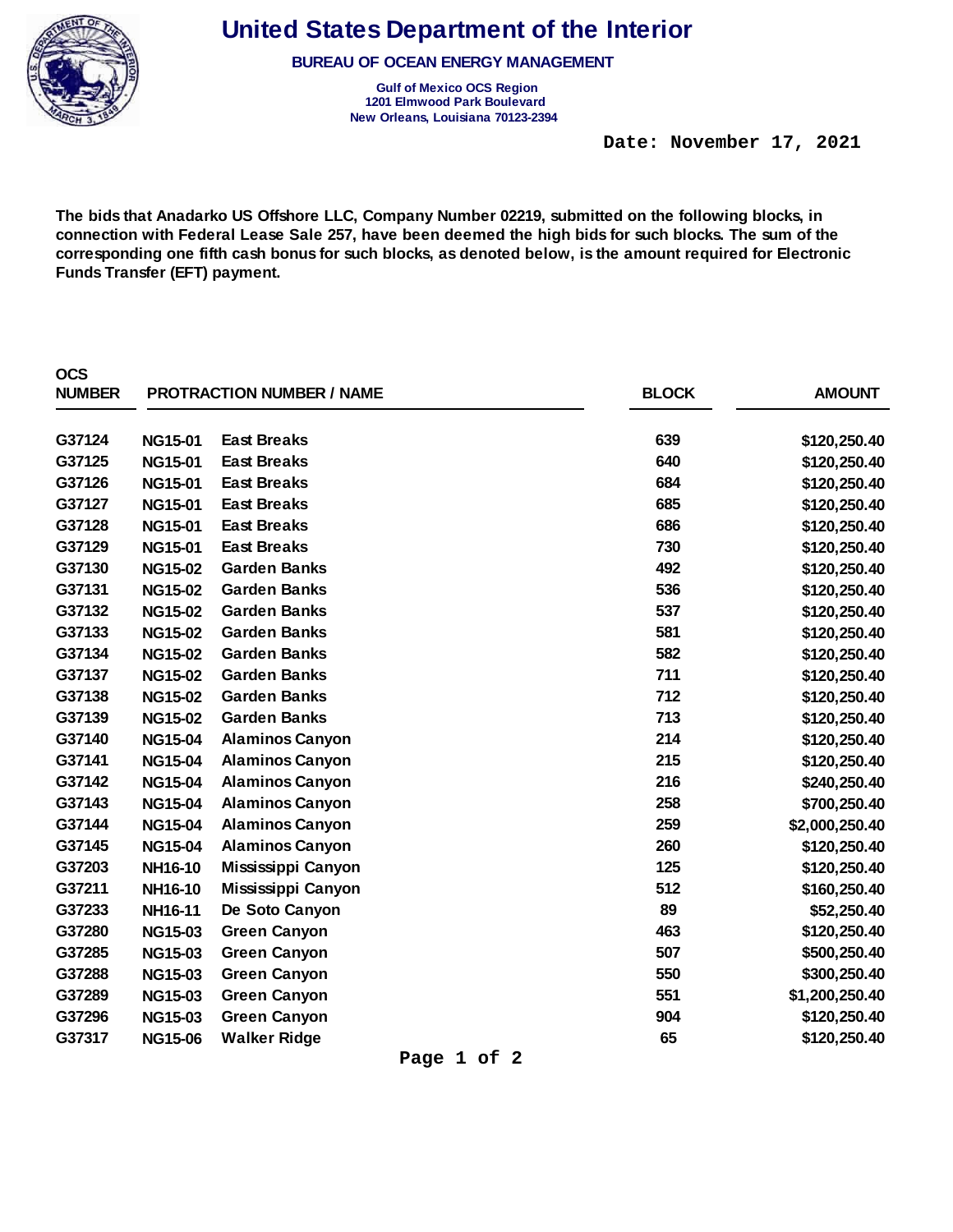# United States Department of the Interior

**BUREAU OF OCEAN ENERGY MANAGEMENT**

**Gulf of Mexico OCS Region**
**1201 Elmwood Park Boulevard**
**New Orleans, Louisiana 70123-2394**

**Date: November 17, 2021**

**The bids that Anadarko US Offshore LLC, Company Number 02219, submitted on the following blocks, in connection with Federal Lease Sale 257, have been deemed the high bids for such blocks. The sum of the corresponding one fifth cash bonus for such blocks, as denoted below, is the amount required for Electronic Funds Transfer (EFT) payment.**

| OCS NUMBER | PROTRACTION NUMBER | NAME | BLOCK | AMOUNT |
|---|---|---|---|---|
| G37124 | NG15-01 | East Breaks | 639 | $120,250.40 |
| G37125 | NG15-01 | East Breaks | 640 | $120,250.40 |
| G37126 | NG15-01 | East Breaks | 684 | $120,250.40 |
| G37127 | NG15-01 | East Breaks | 685 | $120,250.40 |
| G37128 | NG15-01 | East Breaks | 686 | $120,250.40 |
| G37129 | NG15-01 | East Breaks | 730 | $120,250.40 |
| G37130 | NG15-02 | Garden Banks | 492 | $120,250.40 |
| G37131 | NG15-02 | Garden Banks | 536 | $120,250.40 |
| G37132 | NG15-02 | Garden Banks | 537 | $120,250.40 |
| G37133 | NG15-02 | Garden Banks | 581 | $120,250.40 |
| G37134 | NG15-02 | Garden Banks | 582 | $120,250.40 |
| G37137 | NG15-02 | Garden Banks | 711 | $120,250.40 |
| G37138 | NG15-02 | Garden Banks | 712 | $120,250.40 |
| G37139 | NG15-02 | Garden Banks | 713 | $120,250.40 |
| G37140 | NG15-04 | Alaminos Canyon | 214 | $120,250.40 |
| G37141 | NG15-04 | Alaminos Canyon | 215 | $120,250.40 |
| G37142 | NG15-04 | Alaminos Canyon | 216 | $240,250.40 |
| G37143 | NG15-04 | Alaminos Canyon | 258 | $700,250.40 |
| G37144 | NG15-04 | Alaminos Canyon | 259 | $2,000,250.40 |
| G37145 | NG15-04 | Alaminos Canyon | 260 | $120,250.40 |
| G37203 | NH16-10 | Mississippi Canyon | 125 | $120,250.40 |
| G37211 | NH16-10 | Mississippi Canyon | 512 | $160,250.40 |
| G37233 | NH16-11 | De Soto Canyon | 89 | $52,250.40 |
| G37280 | NG15-03 | Green Canyon | 463 | $120,250.40 |
| G37285 | NG15-03 | Green Canyon | 507 | $500,250.40 |
| G37288 | NG15-03 | Green Canyon | 550 | $300,250.40 |
| G37289 | NG15-03 | Green Canyon | 551 | $1,200,250.40 |
| G37296 | NG15-03 | Green Canyon | 904 | $120,250.40 |
| G37317 | NG15-06 | Walker Ridge | 65 | $120,250.40 |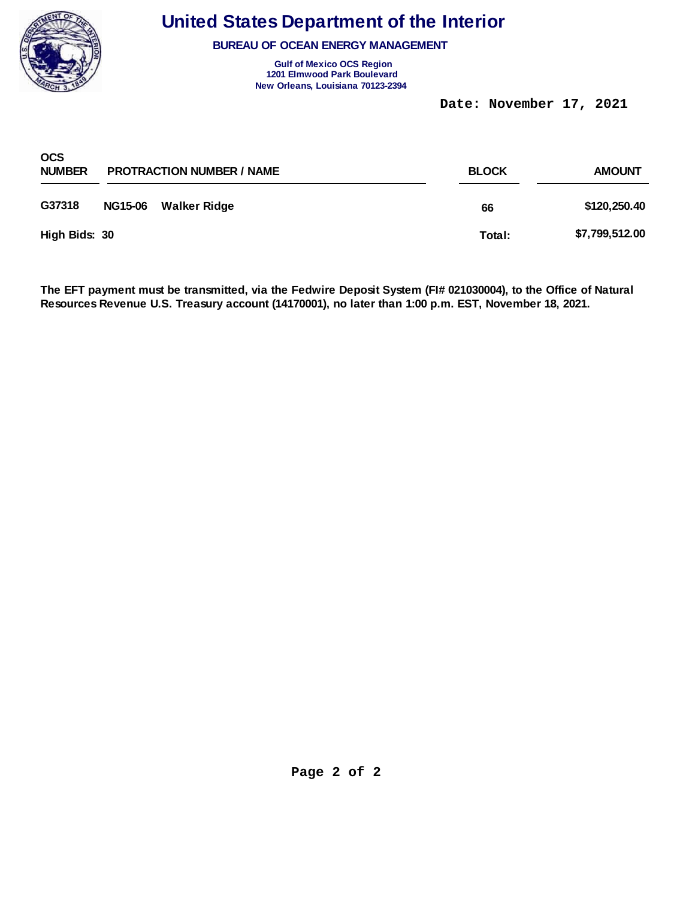# United States Department of the Interior

**BUREAU OF OCEAN ENERGY MANAGEMENT**

**Gulf of Mexico OCS Region**
**1201 Elmwood Park Boulevard**
**New Orleans, Louisiana 70123-2394**

**Date: November 17, 2021**

| OCS NUMBER | PROTRACTION NUMBER / NAME | | BLOCK | AMOUNT |
|---|---|---|---|---|
| G37318 | NG15-06 | Walker Ridge | 66 | $120,250.40 |
| **High Bids: 30** | | | **Total:** | **$7,799,512.00** |

**The EFT payment must be transmitted, via the Fedwire Deposit System (FI# 021030004), to the Office of Natural Resources Revenue U.S. Treasury account (14170001), no later than 1:00 p.m. EST, November 18, 2021.**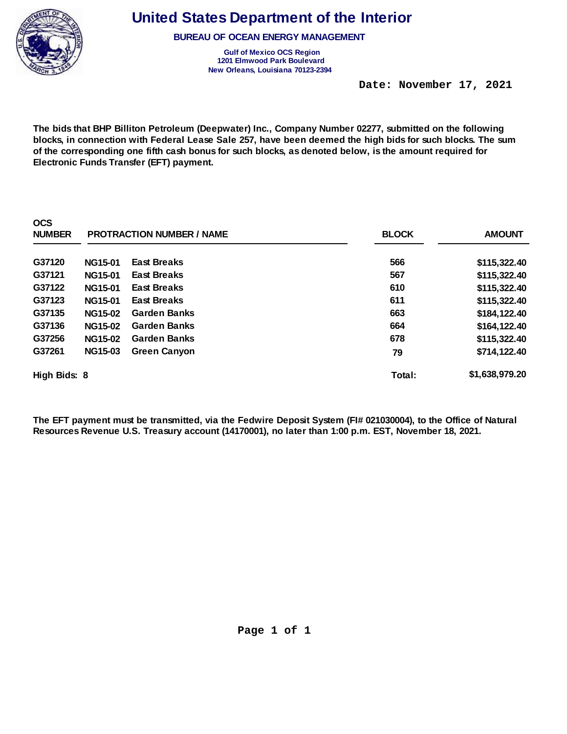# United States Department of the Interior

## BUREAU OF OCEAN ENERGY MANAGEMENT

**Gulf of Mexico OCS Region**
**1201 Elmwood Park Boulevard**
**New Orleans, Louisiana 70123-2394**

**Date: November 17, 2021**

**The bids that BHP Billiton Petroleum (Deepwater) Inc., Company Number 02277, submitted on the following blocks, in connection with Federal Lease Sale 257, have been deemed the high bids for such blocks. The sum of the corresponding one fifth cash bonus for such blocks, as denoted below, is the amount required for Electronic Funds Transfer (EFT) payment.**

| OCS NUMBER | PROTRACTION NUMBER / NAME | | BLOCK | AMOUNT |
|---|---|---|---|---|
| G37120 | NG15-01 | East Breaks | 566 | $115,322.40 |
| G37121 | NG15-01 | East Breaks | 567 | $115,322.40 |
| G37122 | NG15-01 | East Breaks | 610 | $115,322.40 |
| G37123 | NG15-01 | East Breaks | 611 | $115,322.40 |
| G37135 | NG15-02 | Garden Banks | 663 | $184,122.40 |
| G37136 | NG15-02 | Garden Banks | 664 | $164,122.40 |
| G37256 | NG15-02 | Garden Banks | 678 | $115,322.40 |
| G37261 | NG15-03 | Green Canyon | 79 | $714,122.40 |
| **High Bids: 8** | | | **Total:** | **$1,638,979.20** |

**The EFT payment must be transmitted, via the Fedwire Deposit System (FI# 021030004), to the Office of Natural Resources Revenue U.S. Treasury account (14170001), no later than 1:00 p.m. EST, November 18, 2021.**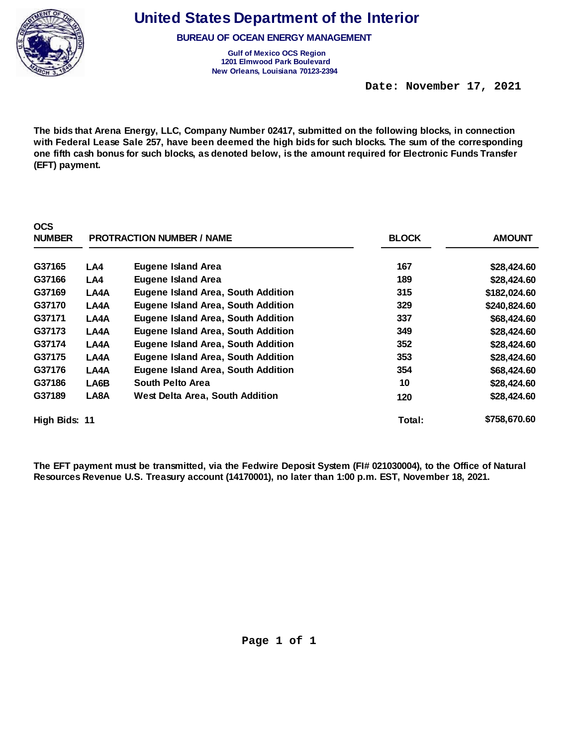# United States Department of the Interior

**BUREAU OF OCEAN ENERGY MANAGEMENT**

**Gulf of Mexico OCS Region**
**1201 Elmwood Park Boulevard**
**New Orleans, Louisiana 70123-2394**

**Date: November 17, 2021**

**The bids that Arena Energy, LLC, Company Number 02417, submitted on the following blocks, in connection with Federal Lease Sale 257, have been deemed the high bids for such blocks. The sum of the corresponding one fifth cash bonus for such blocks, as denoted below, is the amount required for Electronic Funds Transfer (EFT) payment.**

| OCS NUMBER | PROTRACTION NUMBER / NAME | | BLOCK | AMOUNT |
|---|---|---|---|---|
| G37165 | LA4 | Eugene Island Area | 167 | $28,424.60 |
| G37166 | LA4 | Eugene Island Area | 189 | $28,424.60 |
| G37169 | LA4A | Eugene Island Area, South Addition | 315 | $182,024.60 |
| G37170 | LA4A | Eugene Island Area, South Addition | 329 | $240,824.60 |
| G37171 | LA4A | Eugene Island Area, South Addition | 337 | $68,424.60 |
| G37173 | LA4A | Eugene Island Area, South Addition | 349 | $28,424.60 |
| G37174 | LA4A | Eugene Island Area, South Addition | 352 | $28,424.60 |
| G37175 | LA4A | Eugene Island Area, South Addition | 353 | $28,424.60 |
| G37176 | LA4A | Eugene Island Area, South Addition | 354 | $68,424.60 |
| G37186 | LA6B | South Pelto Area | 10 | $28,424.60 |
| G37189 | LA8A | West Delta Area, South Addition | 120 | $28,424.60 |
| **High Bids: 11** | | | **Total:** | **$758,670.60** |

**The EFT payment must be transmitted, via the Fedwire Deposit System (FI# 021030004), to the Office of Natural Resources Revenue U.S. Treasury account (14170001), no later than 1:00 p.m. EST, November 18, 2021.**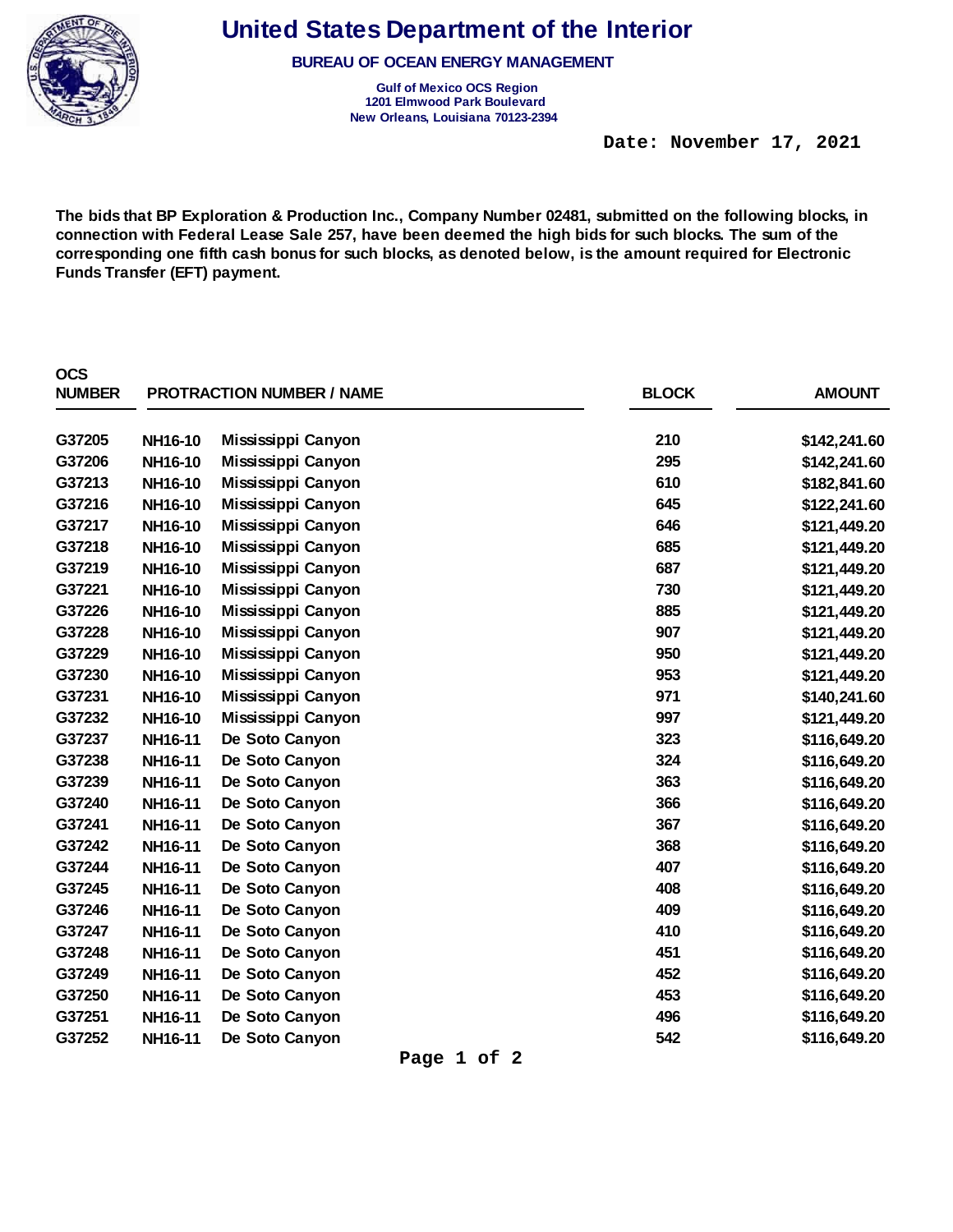# United States Department of the Interior

**BUREAU OF OCEAN ENERGY MANAGEMENT**

**Gulf of Mexico OCS Region**
**1201 Elmwood Park Boulevard**
**New Orleans, Louisiana 70123-2394**

**Date: November 17, 2021**

**The bids that BP Exploration & Production Inc., Company Number 02481, submitted on the following blocks, in connection with Federal Lease Sale 257, have been deemed the high bids for such blocks. The sum of the corresponding one fifth cash bonus for such blocks, as denoted below, is the amount required for Electronic Funds Transfer (EFT) payment.**

| OCS NUMBER | PROTRACTION NUMBER / NAME | | BLOCK | AMOUNT |
|---|---|---|---|---|
| G37205 | NH16-10 | Mississippi Canyon | 210 | $142,241.60 |
| G37206 | NH16-10 | Mississippi Canyon | 295 | $142,241.60 |
| G37213 | NH16-10 | Mississippi Canyon | 610 | $182,841.60 |
| G37216 | NH16-10 | Mississippi Canyon | 645 | $122,241.60 |
| G37217 | NH16-10 | Mississippi Canyon | 646 | $121,449.20 |
| G37218 | NH16-10 | Mississippi Canyon | 685 | $121,449.20 |
| G37219 | NH16-10 | Mississippi Canyon | 687 | $121,449.20 |
| G37221 | NH16-10 | Mississippi Canyon | 730 | $121,449.20 |
| G37226 | NH16-10 | Mississippi Canyon | 885 | $121,449.20 |
| G37228 | NH16-10 | Mississippi Canyon | 907 | $121,449.20 |
| G37229 | NH16-10 | Mississippi Canyon | 950 | $121,449.20 |
| G37230 | NH16-10 | Mississippi Canyon | 953 | $121,449.20 |
| G37231 | NH16-10 | Mississippi Canyon | 971 | $140,241.60 |
| G37232 | NH16-10 | Mississippi Canyon | 997 | $121,449.20 |
| G37237 | NH16-11 | De Soto Canyon | 323 | $116,649.20 |
| G37238 | NH16-11 | De Soto Canyon | 324 | $116,649.20 |
| G37239 | NH16-11 | De Soto Canyon | 363 | $116,649.20 |
| G37240 | NH16-11 | De Soto Canyon | 366 | $116,649.20 |
| G37241 | NH16-11 | De Soto Canyon | 367 | $116,649.20 |
| G37242 | NH16-11 | De Soto Canyon | 368 | $116,649.20 |
| G37244 | NH16-11 | De Soto Canyon | 407 | $116,649.20 |
| G37245 | NH16-11 | De Soto Canyon | 408 | $116,649.20 |
| G37246 | NH16-11 | De Soto Canyon | 409 | $116,649.20 |
| G37247 | NH16-11 | De Soto Canyon | 410 | $116,649.20 |
| G37248 | NH16-11 | De Soto Canyon | 451 | $116,649.20 |
| G37249 | NH16-11 | De Soto Canyon | 452 | $116,649.20 |
| G37250 | NH16-11 | De Soto Canyon | 453 | $116,649.20 |
| G37251 | NH16-11 | De Soto Canyon | 496 | $116,649.20 |
| G37252 | NH16-11 | De Soto Canyon | 542 | $116,649.20 |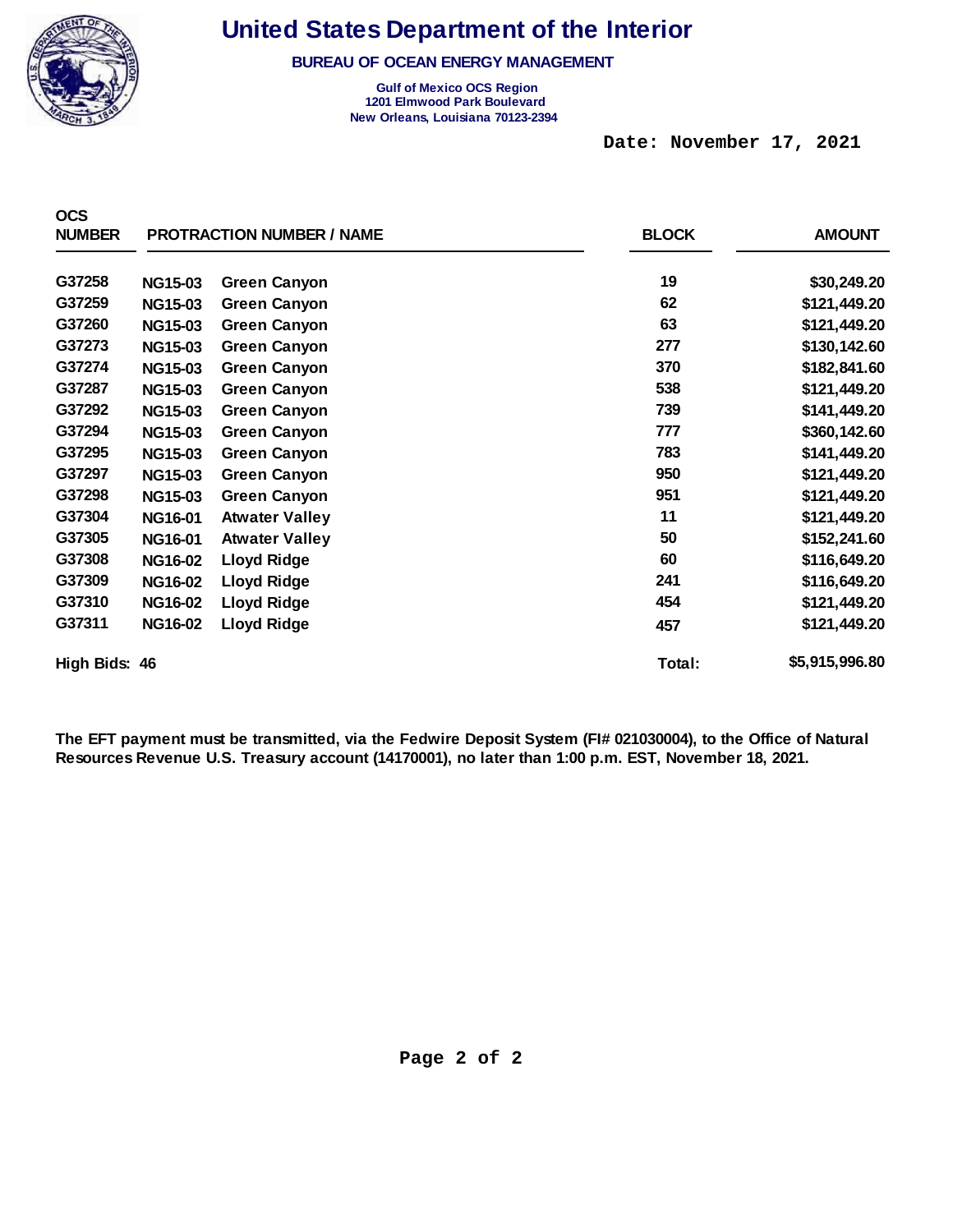# United States Department of the Interior

**BUREAU OF OCEAN ENERGY MANAGEMENT**

**Gulf of Mexico OCS Region**
**1201 Elmwood Park Boulevard**
**New Orleans, Louisiana 70123-2394**

**Date: November 17, 2021**

| OCS NUMBER | PROTRACTION NUMBER / NAME | | BLOCK | AMOUNT |
|---|---|---|---|---|
| G37258 | NG15-03 | Green Canyon | 19 | $30,249.20 |
| G37259 | NG15-03 | Green Canyon | 62 | $121,449.20 |
| G37260 | NG15-03 | Green Canyon | 63 | $121,449.20 |
| G37273 | NG15-03 | Green Canyon | 277 | $130,142.60 |
| G37274 | NG15-03 | Green Canyon | 370 | $182,841.60 |
| G37287 | NG15-03 | Green Canyon | 538 | $121,449.20 |
| G37292 | NG15-03 | Green Canyon | 739 | $141,449.20 |
| G37294 | NG15-03 | Green Canyon | 777 | $360,142.60 |
| G37295 | NG15-03 | Green Canyon | 783 | $141,449.20 |
| G37297 | NG15-03 | Green Canyon | 950 | $121,449.20 |
| G37298 | NG15-03 | Green Canyon | 951 | $121,449.20 |
| G37304 | NG16-01 | Atwater Valley | 11 | $121,449.20 |
| G37305 | NG16-01 | Atwater Valley | 50 | $152,241.60 |
| G37308 | NG16-02 | Lloyd Ridge | 60 | $116,649.20 |
| G37309 | NG16-02 | Lloyd Ridge | 241 | $116,649.20 |
| G37310 | NG16-02 | Lloyd Ridge | 454 | $121,449.20 |
| G37311 | NG16-02 | Lloyd Ridge | 457 | $121,449.20 |
| **High Bids: 46** | | | **Total:** | **$5,915,996.80** |

**The EFT payment must be transmitted, via the Fedwire Deposit System (FI# 021030004), to the Office of Natural Resources Revenue U.S. Treasury account (14170001), no later than 1:00 p.m. EST, November 18, 2021.**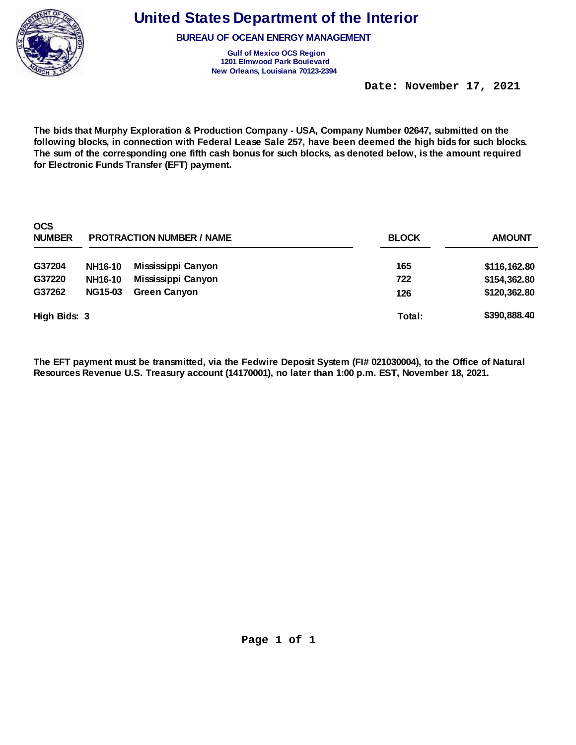# United States Department of the Interior

**BUREAU OF OCEAN ENERGY MANAGEMENT**

**Gulf of Mexico OCS Region**
**1201 Elmwood Park Boulevard**
**New Orleans, Louisiana 70123-2394**

**Date: November 17, 2021**

**The bids that Murphy Exploration & Production Company - USA, Company Number 02647, submitted on the following blocks, in connection with Federal Lease Sale 257, have been deemed the high bids for such blocks. The sum of the corresponding one fifth cash bonus for such blocks, as denoted below, is the amount required for Electronic Funds Transfer (EFT) payment.**

| OCS NUMBER | PROTRACTION NUMBER | NAME | BLOCK | AMOUNT |
|---|---|---|---|---|
| G37204 | NH16-10 | Mississippi Canyon | 165 | $116,162.80 |
| G37220 | NH16-10 | Mississippi Canyon | 722 | $154,362.80 |
| G37262 | NG15-03 | Green Canyon | 126 | $120,362.80 |
| **High Bids: 3** | | | **Total:** | **$390,888.40** |

**The EFT payment must be transmitted, via the Fedwire Deposit System (FI# 021030004), to the Office of Natural Resources Revenue U.S. Treasury account (14170001), no later than 1:00 p.m. EST, November 18, 2021.**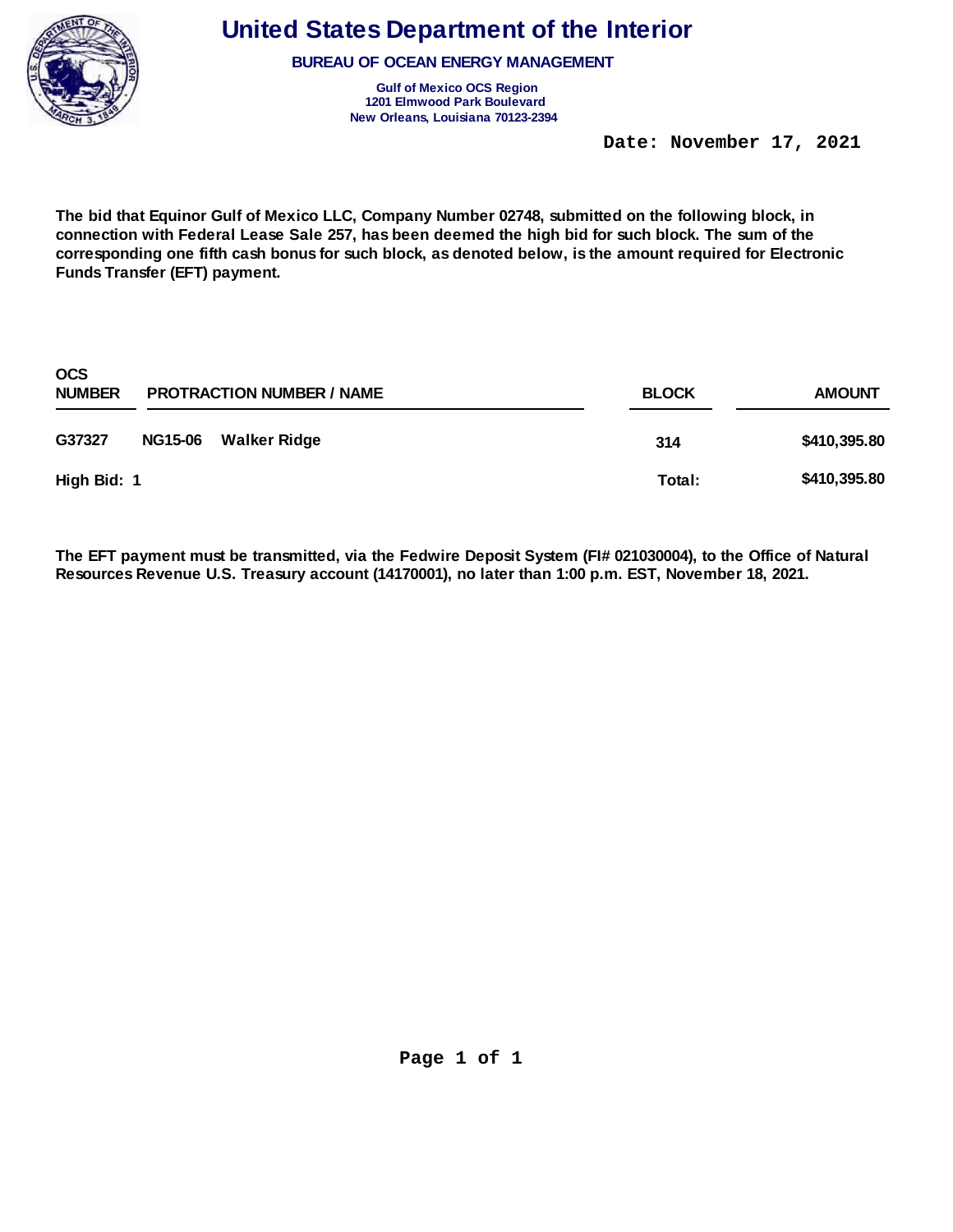# United States Department of the Interior

**BUREAU OF OCEAN ENERGY MANAGEMENT**

**Gulf of Mexico OCS Region**
**1201 Elmwood Park Boulevard**
**New Orleans, Louisiana 70123-2394**

**Date: November 17, 2021**

**The bid that Equinor Gulf of Mexico LLC, Company Number 02748, submitted on the following block, in connection with Federal Lease Sale 257, has been deemed the high bid for such block. The sum of the corresponding one fifth cash bonus for such block, as denoted below, is the amount required for Electronic Funds Transfer (EFT) payment.**

| OCS NUMBER | PROTRACTION NUMBER / NAME | | BLOCK | AMOUNT |
|---|---|---|---|---|
| G37327 | NG15-06 | Walker Ridge | 314 | $410,395.80 |
| High Bid: 1 | | | Total: | $410,395.80 |

**The EFT payment must be transmitted, via the Fedwire Deposit System (FI# 021030004), to the Office of Natural Resources Revenue U.S. Treasury account (14170001), no later than 1:00 p.m. EST, November 18, 2021.**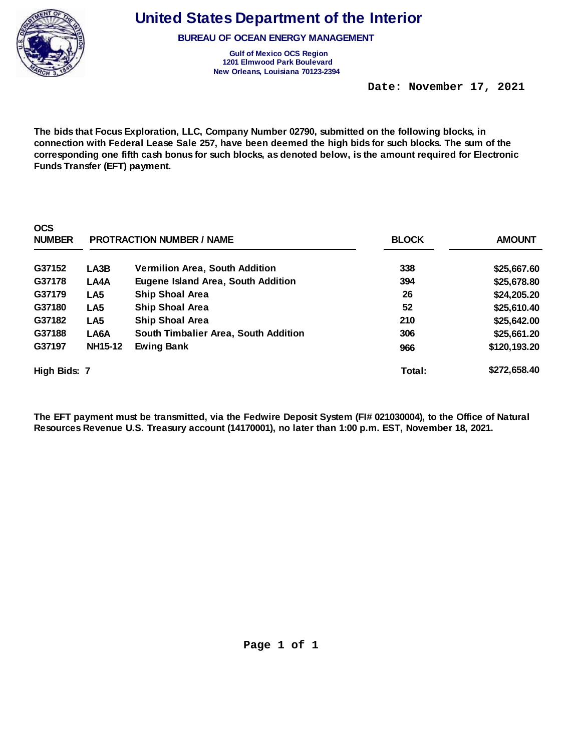# United States Department of the Interior

**BUREAU OF OCEAN ENERGY MANAGEMENT**

**Gulf of Mexico OCS Region**
**1201 Elmwood Park Boulevard**
**New Orleans, Louisiana 70123-2394**

**Date: November 17, 2021**

**The bids that Focus Exploration, LLC, Company Number 02790, submitted on the following blocks, in connection with Federal Lease Sale 257, have been deemed the high bids for such blocks. The sum of the corresponding one fifth cash bonus for such blocks, as denoted below, is the amount required for Electronic Funds Transfer (EFT) payment.**

| OCS NUMBER | PROTRACTION NUMBER / NAME | | BLOCK | AMOUNT |
|---|---|---|---|---|
| G37152 | LA3B | Vermilion Area, South Addition | 338 | $25,667.60 |
| G37178 | LA4A | Eugene Island Area, South Addition | 394 | $25,678.80 |
| G37179 | LA5 | Ship Shoal Area | 26 | $24,205.20 |
| G37180 | LA5 | Ship Shoal Area | 52 | $25,610.40 |
| G37182 | LA5 | Ship Shoal Area | 210 | $25,642.00 |
| G37188 | LA6A | South Timbalier Area, South Addition | 306 | $25,661.20 |
| G37197 | NH15-12 | Ewing Bank | 966 | $120,193.20 |
| **High Bids: 7** | | | **Total:** | **$272,658.40** |

**The EFT payment must be transmitted, via the Fedwire Deposit System (FI# 021030004), to the Office of Natural Resources Revenue U.S. Treasury account (14170001), no later than 1:00 p.m. EST, November 18, 2021.**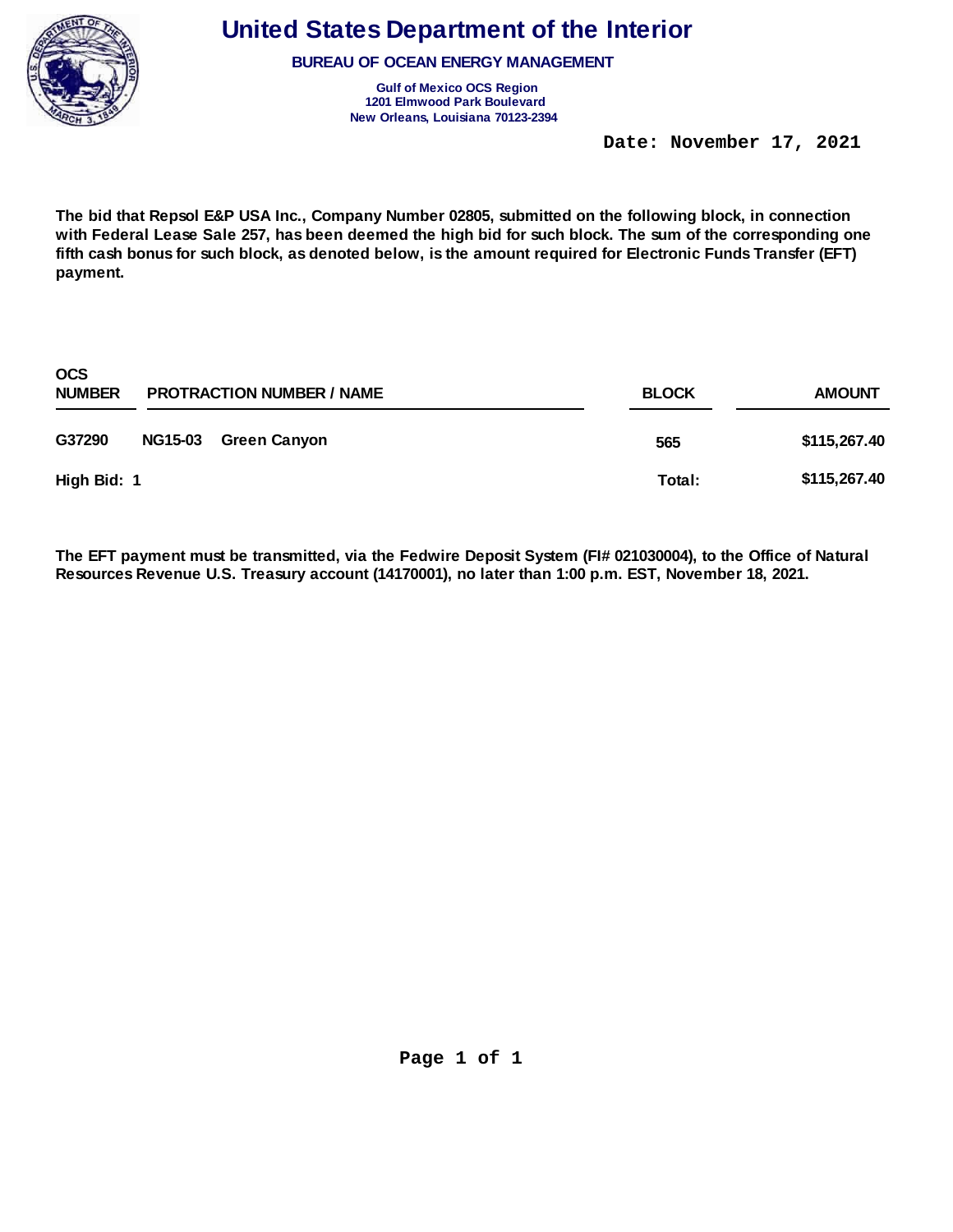# United States Department of the Interior

**BUREAU OF OCEAN ENERGY MANAGEMENT**

**Gulf of Mexico OCS Region**
**1201 Elmwood Park Boulevard**
**New Orleans, Louisiana 70123-2394**

**Date: November 17, 2021**

**The bid that Repsol E&P USA Inc., Company Number 02805, submitted on the following block, in connection with Federal Lease Sale 257, has been deemed the high bid for such block. The sum of the corresponding one fifth cash bonus for such block, as denoted below, is the amount required for Electronic Funds Transfer (EFT) payment.**

| OCS NUMBER | PROTRACTION NUMBER / NAME | | BLOCK | AMOUNT |
|---|---|---|---|---|
| G37290 | NG15-03 | Green Canyon | 565 | $115,267.40 |
| High Bid: 1 | | | Total: | $115,267.40 |

**The EFT payment must be transmitted, via the Fedwire Deposit System (FI# 021030004), to the Office of Natural Resources Revenue U.S. Treasury account (14170001), no later than 1:00 p.m. EST, November 18, 2021.**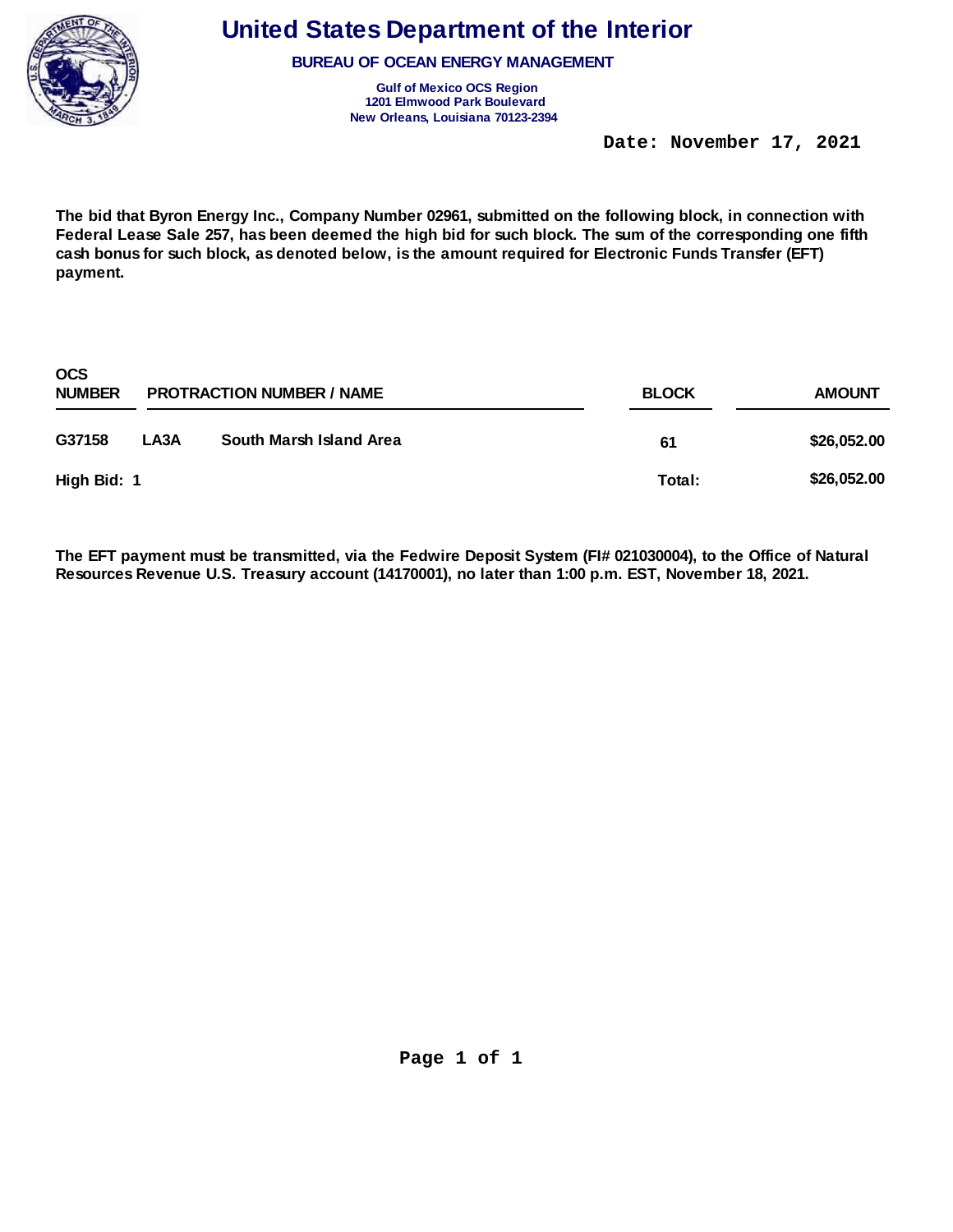# United States Department of the Interior

**BUREAU OF OCEAN ENERGY MANAGEMENT**

**Gulf of Mexico OCS Region**
**1201 Elmwood Park Boulevard**
**New Orleans, Louisiana 70123-2394**

**Date: November 17, 2021**

**The bid that Byron Energy Inc., Company Number 02961, submitted on the following block, in connection with Federal Lease Sale 257, has been deemed the high bid for such block. The sum of the corresponding one fifth cash bonus for such block, as denoted below, is the amount required for Electronic Funds Transfer (EFT) payment.**

| OCS NUMBER | PROTRACTION NUMBER / NAME | | BLOCK | AMOUNT |
|---|---|---|---|---|
| G37158 | LA3A | South Marsh Island Area | 61 | $26,052.00 |
| High Bid: 1 | | | Total: | $26,052.00 |

**The EFT payment must be transmitted, via the Fedwire Deposit System (FI# 021030004), to the Office of Natural Resources Revenue U.S. Treasury account (14170001), no later than 1:00 p.m. EST, November 18, 2021.**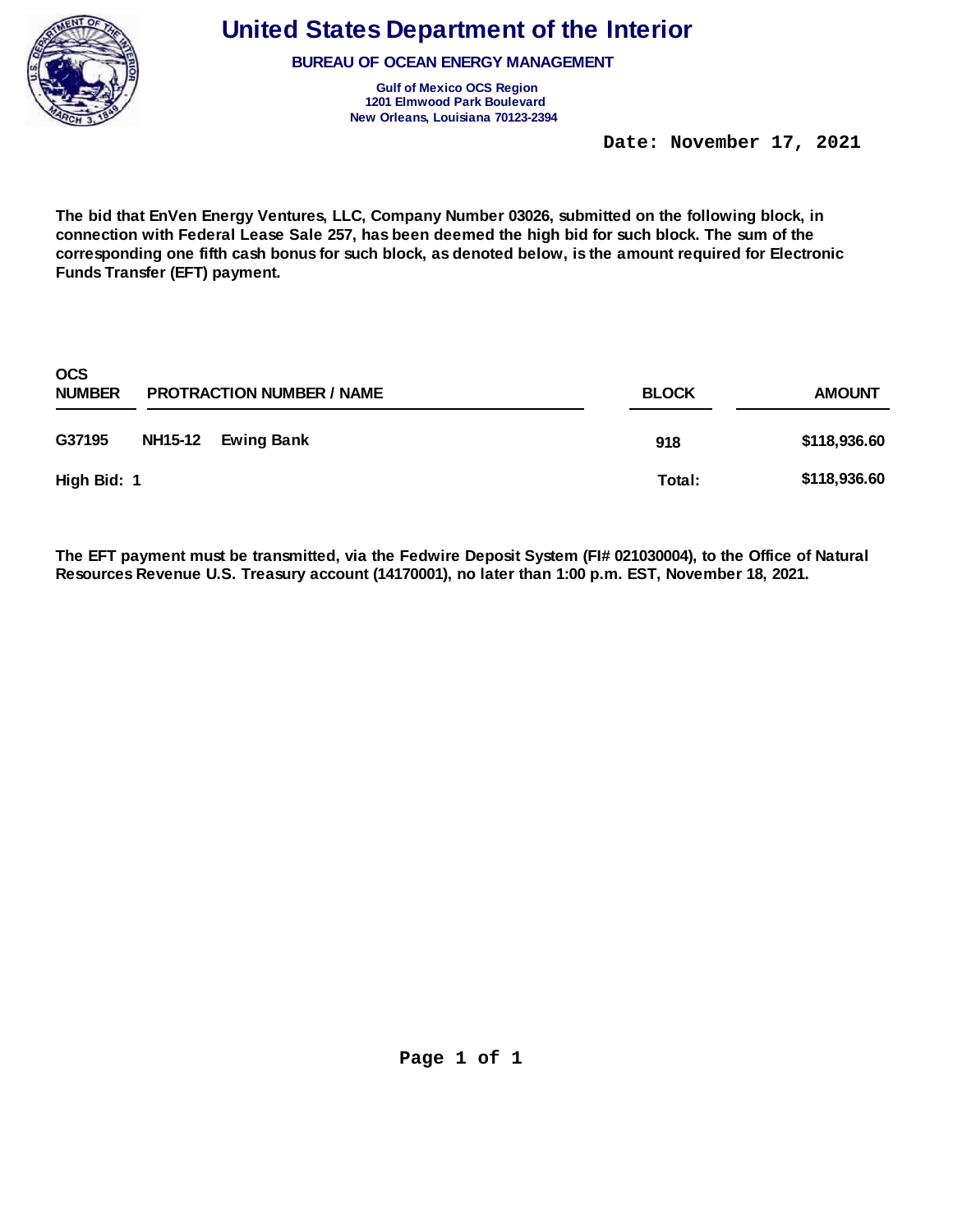# United States Department of the Interior

**BUREAU OF OCEAN ENERGY MANAGEMENT**

**Gulf of Mexico OCS Region**
**1201 Elmwood Park Boulevard**
**New Orleans, Louisiana 70123-2394**

**Date: November 17, 2021**

**The bid that EnVen Energy Ventures, LLC, Company Number 03026, submitted on the following block, in connection with Federal Lease Sale 257, has been deemed the high bid for such block. The sum of the corresponding one fifth cash bonus for such block, as denoted below, is the amount required for Electronic Funds Transfer (EFT) payment.**

| OCS NUMBER | PROTRACTION NUMBER / NAME | | BLOCK | AMOUNT |
|---|---|---|---|---|
| G37195 | NH15-12 | Ewing Bank | 918 | $118,936.60 |
| High Bid: 1 | | | Total: | $118,936.60 |

**The EFT payment must be transmitted, via the Fedwire Deposit System (FI# 021030004), to the Office of Natural Resources Revenue U.S. Treasury account (14170001), no later than 1:00 p.m. EST, November 18, 2021.**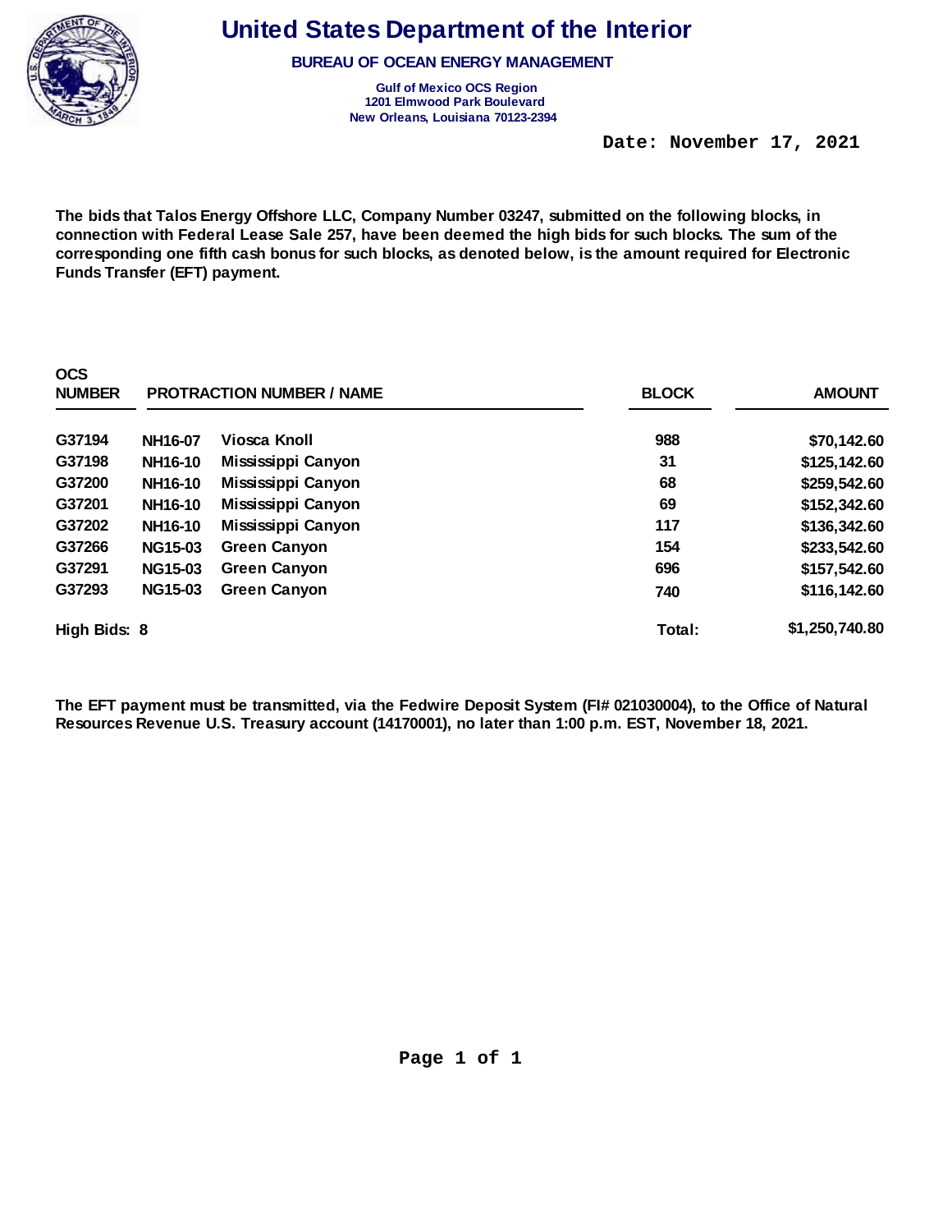# United States Department of the Interior

## BUREAU OF OCEAN ENERGY MANAGEMENT

**Gulf of Mexico OCS Region**
**1201 Elmwood Park Boulevard**
**New Orleans, Louisiana 70123-2394**

**Date: November 17, 2021**

**The bids that Talos Energy Offshore LLC, Company Number 03247, submitted on the following blocks, in connection with Federal Lease Sale 257, have been deemed the high bids for such blocks. The sum of the corresponding one fifth cash bonus for such blocks, as denoted below, is the amount required for Electronic Funds Transfer (EFT) payment.**

| OCS NUMBER | PROTRACTION NUMBER / NAME | | BLOCK | AMOUNT |
|---|---|---|---|---|
| G37194 | NH16-07 | Viosca Knoll | 988 | $70,142.60 |
| G37198 | NH16-10 | Mississippi Canyon | 31 | $125,142.60 |
| G37200 | NH16-10 | Mississippi Canyon | 68 | $259,542.60 |
| G37201 | NH16-10 | Mississippi Canyon | 69 | $152,342.60 |
| G37202 | NH16-10 | Mississippi Canyon | 117 | $136,342.60 |
| G37266 | NG15-03 | Green Canyon | 154 | $233,542.60 |
| G37291 | NG15-03 | Green Canyon | 696 | $157,542.60 |
| G37293 | NG15-03 | Green Canyon | 740 | $116,142.60 |
| **High Bids: 8** | | | **Total:** | **$1,250,740.80** |

**The EFT payment must be transmitted, via the Fedwire Deposit System (FI# 021030004), to the Office of Natural Resources Revenue U.S. Treasury account (14170001), no later than 1:00 p.m. EST, November 18, 2021.**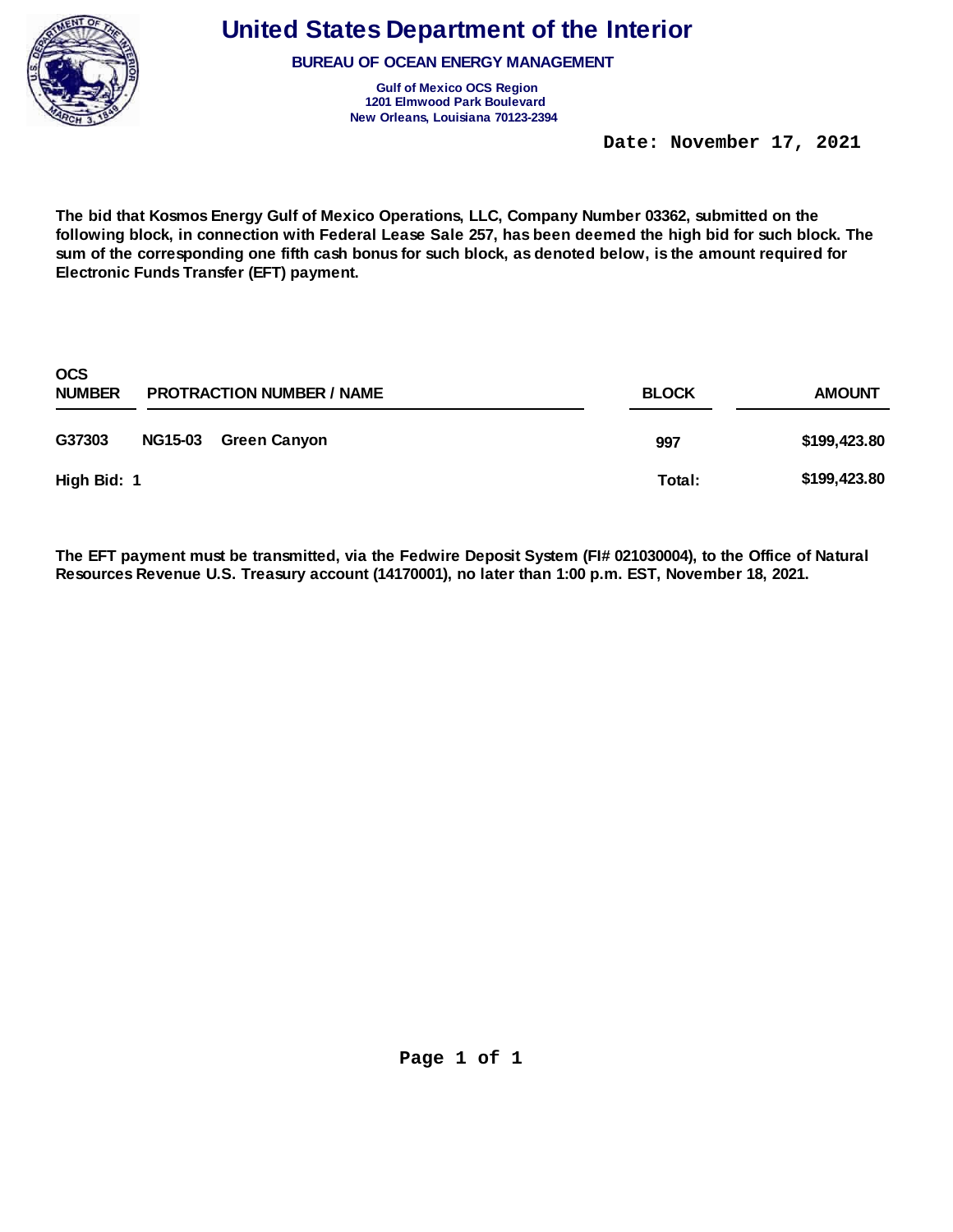# United States Department of the Interior

**BUREAU OF OCEAN ENERGY MANAGEMENT**

**Gulf of Mexico OCS Region**
**1201 Elmwood Park Boulevard**
**New Orleans, Louisiana 70123-2394**

**Date: November 17, 2021**

**The bid that Kosmos Energy Gulf of Mexico Operations, LLC, Company Number 03362, submitted on the following block, in connection with Federal Lease Sale 257, has been deemed the high bid for such block. The sum of the corresponding one fifth cash bonus for such block, as denoted below, is the amount required for Electronic Funds Transfer (EFT) payment.**

| OCS NUMBER | PROTRACTION NUMBER / NAME | | BLOCK | AMOUNT |
|---|---|---|---|---|
| G37303 | NG15-03 | Green Canyon | 997 | $199,423.80 |
| High Bid: 1 | | | Total: | $199,423.80 |

**The EFT payment must be transmitted, via the Fedwire Deposit System (FI# 021030004), to the Office of Natural Resources Revenue U.S. Treasury account (14170001), no later than 1:00 p.m. EST, November 18, 2021.**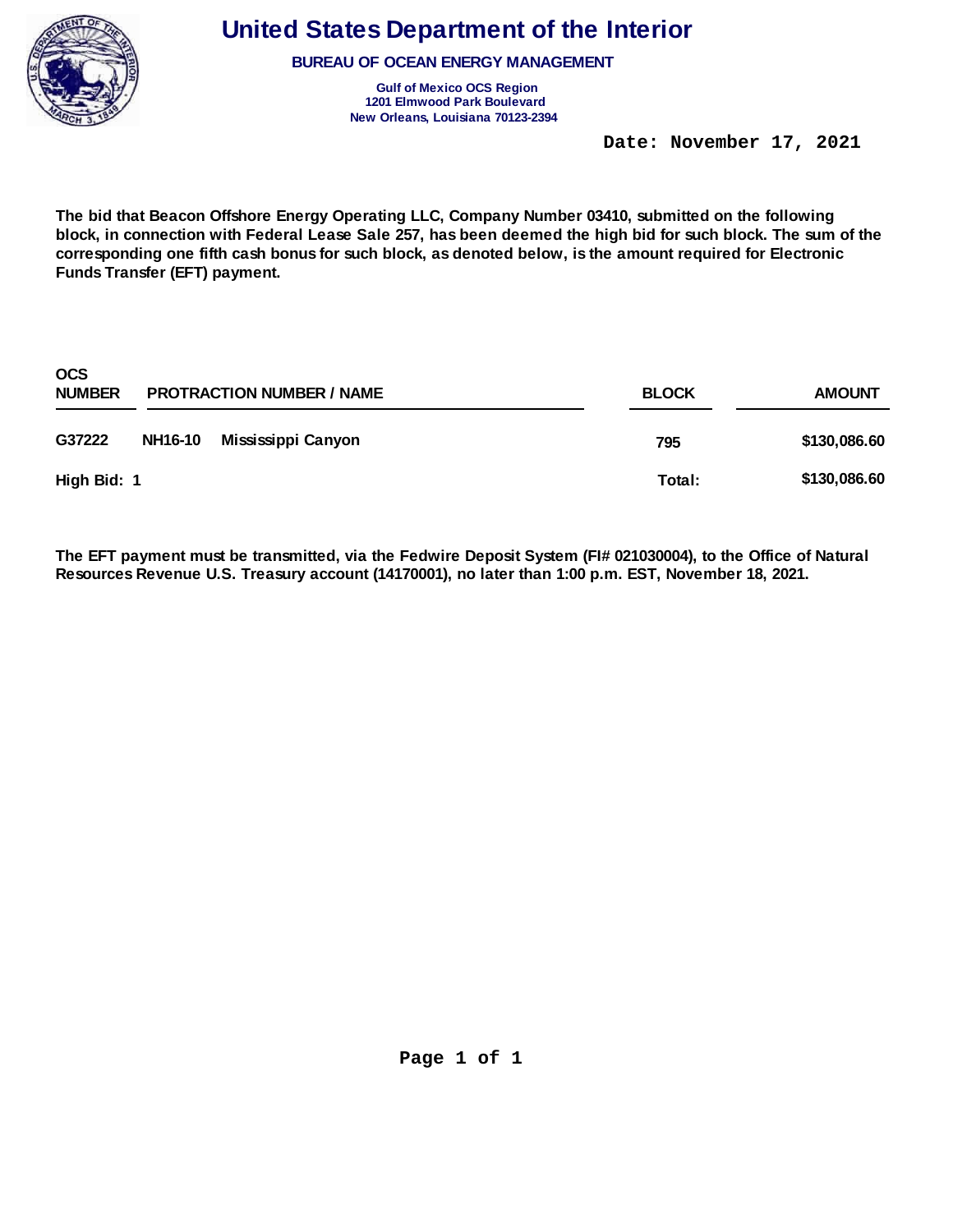# United States Department of the Interior

**BUREAU OF OCEAN ENERGY MANAGEMENT**

**Gulf of Mexico OCS Region**
**1201 Elmwood Park Boulevard**
**New Orleans, Louisiana 70123-2394**

**Date: November 17, 2021**

**The bid that Beacon Offshore Energy Operating LLC, Company Number 03410, submitted on the following block, in connection with Federal Lease Sale 257, has been deemed the high bid for such block. The sum of the corresponding one fifth cash bonus for such block, as denoted below, is the amount required for Electronic Funds Transfer (EFT) payment.**

| OCS NUMBER | PROTRACTION NUMBER / NAME | | BLOCK | AMOUNT |
|---|---|---|---|---|
| G37222 | NH16-10 | Mississippi Canyon | 795 | $130,086.60 |
| High Bid: 1 | | | Total: | $130,086.60 |

**The EFT payment must be transmitted, via the Fedwire Deposit System (FI# 021030004), to the Office of Natural Resources Revenue U.S. Treasury account (14170001), no later than 1:00 p.m. EST, November 18, 2021.**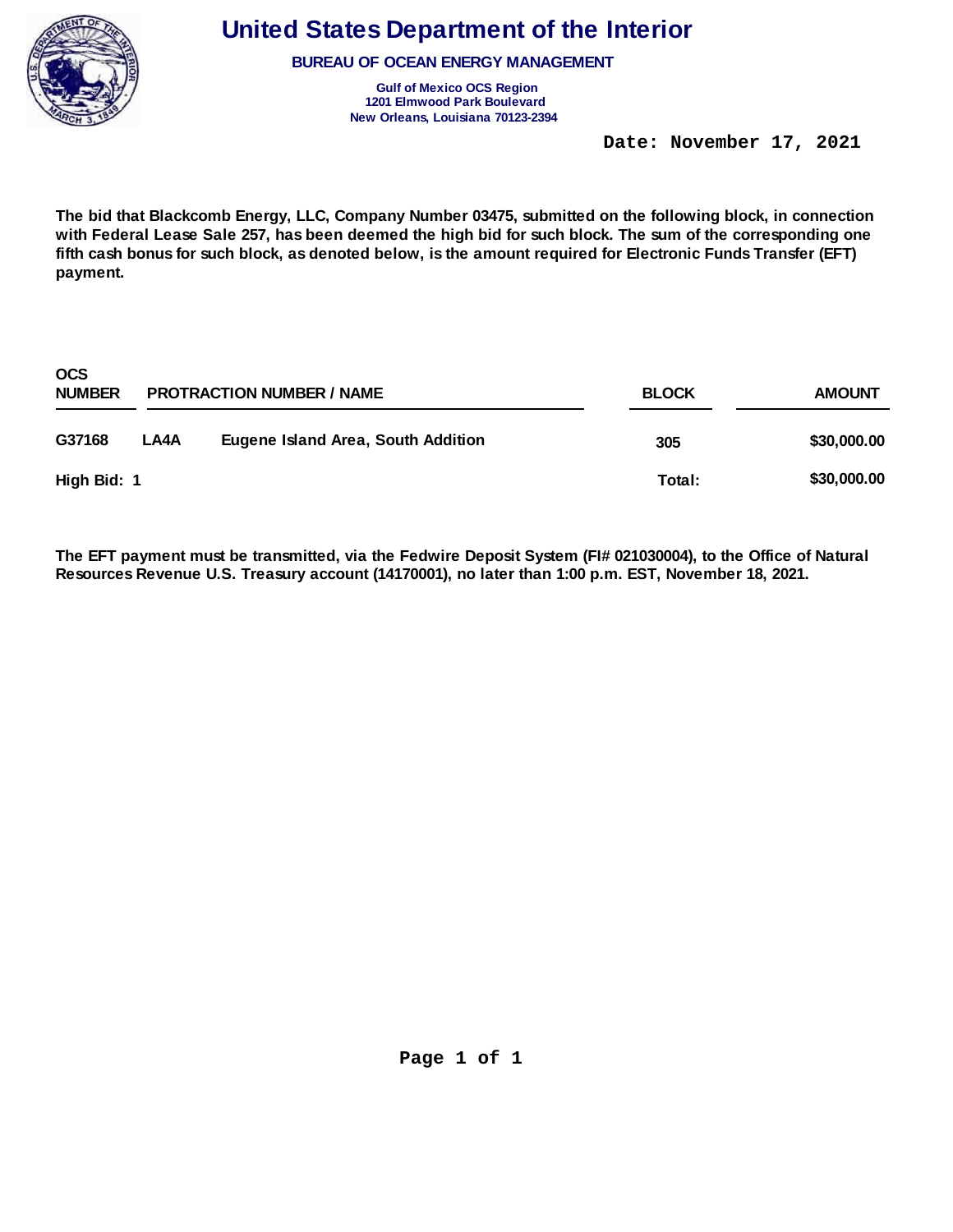# United States Department of the Interior

**BUREAU OF OCEAN ENERGY MANAGEMENT**

**Gulf of Mexico OCS Region**
**1201 Elmwood Park Boulevard**
**New Orleans, Louisiana 70123-2394**

**Date: November 17, 2021**

**The bid that Blackcomb Energy, LLC, Company Number 03475, submitted on the following block, in connection with Federal Lease Sale 257, has been deemed the high bid for such block. The sum of the corresponding one fifth cash bonus for such block, as denoted below, is the amount required for Electronic Funds Transfer (EFT) payment.**

| OCS NUMBER | PROTRACTION NUMBER / NAME | | BLOCK | AMOUNT |
|---|---|---|---|---|
| G37168 | LA4A | Eugene Island Area, South Addition | 305 | $30,000.00 |
| High Bid: 1 | | | Total: | $30,000.00 |

**The EFT payment must be transmitted, via the Fedwire Deposit System (FI# 021030004), to the Office of Natural Resources Revenue U.S. Treasury account (14170001), no later than 1:00 p.m. EST, November 18, 2021.**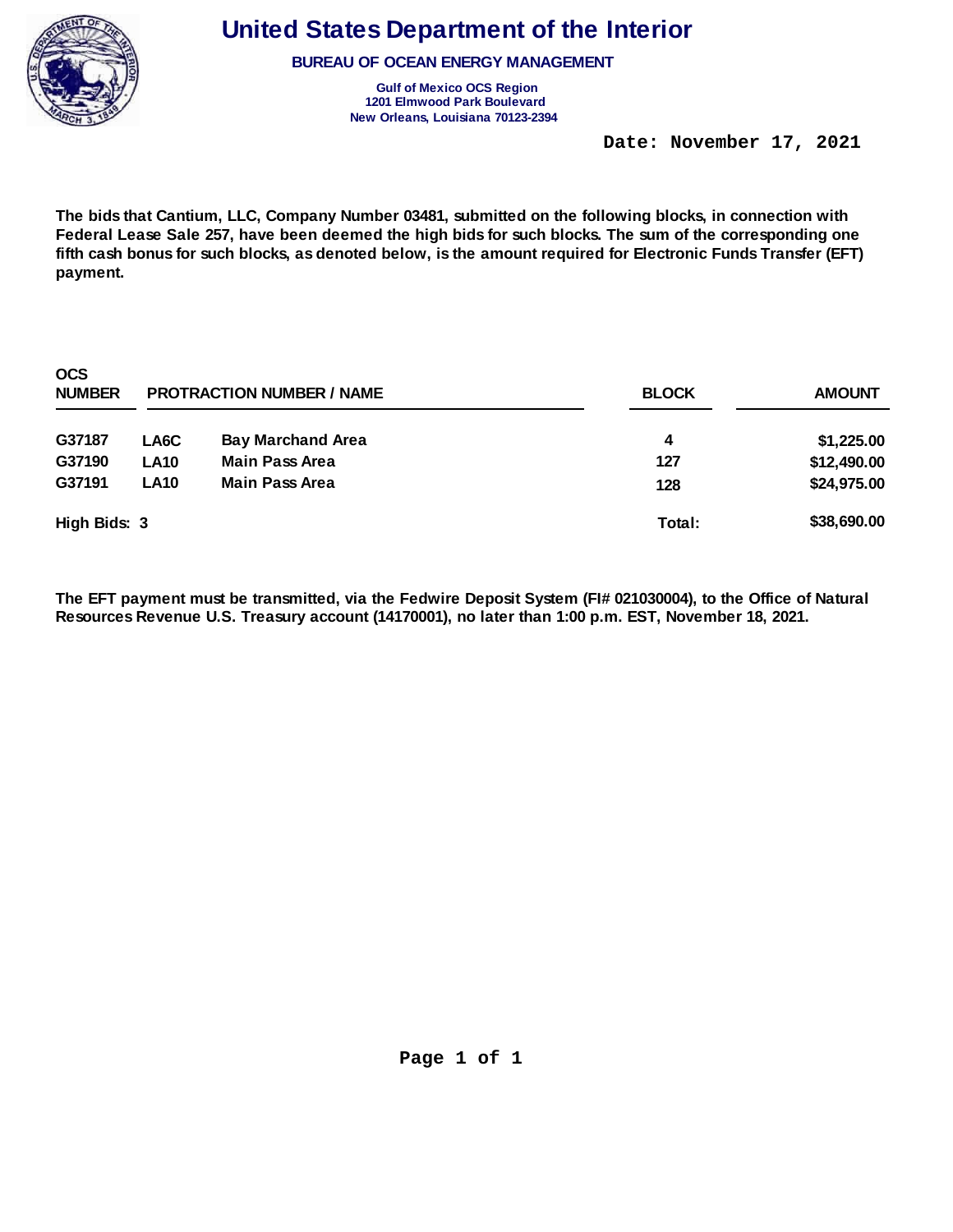# United States Department of the Interior

**BUREAU OF OCEAN ENERGY MANAGEMENT**

**Gulf of Mexico OCS Region**
**1201 Elmwood Park Boulevard**
**New Orleans, Louisiana 70123-2394**

**Date: November 17, 2021**

**The bids that Cantium, LLC, Company Number 03481, submitted on the following blocks, in connection with Federal Lease Sale 257, have been deemed the high bids for such blocks. The sum of the corresponding one fifth cash bonus for such blocks, as denoted below, is the amount required for Electronic Funds Transfer (EFT) payment.**

| OCS NUMBER | PROTRACTION NUMBER / NAME | | BLOCK | AMOUNT |
|---|---|---|---|---|
| G37187 | LA6C | Bay Marchand Area | 4 | $1,225.00 |
| G37190 | LA10 | Main Pass Area | 127 | $12,490.00 |
| G37191 | LA10 | Main Pass Area | 128 | $24,975.00 |
| **High Bids: 3** | | | **Total:** | **$38,690.00** |

**The EFT payment must be transmitted, via the Fedwire Deposit System (FI# 021030004), to the Office of Natural Resources Revenue U.S. Treasury account (14170001), no later than 1:00 p.m. EST, November 18, 2021.**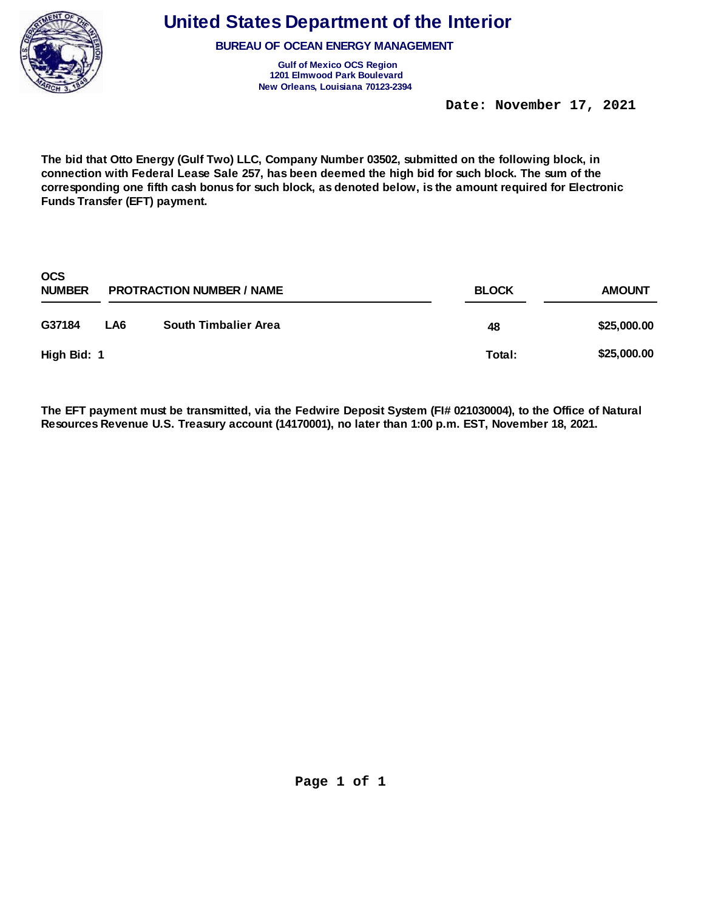# United States Department of the Interior

**BUREAU OF OCEAN ENERGY MANAGEMENT**

**Gulf of Mexico OCS Region**
**1201 Elmwood Park Boulevard**
**New Orleans, Louisiana 70123-2394**

**Date: November 17, 2021**

**The bid that Otto Energy (Gulf Two) LLC, Company Number 03502, submitted on the following block, in connection with Federal Lease Sale 257, has been deemed the high bid for such block. The sum of the corresponding one fifth cash bonus for such block, as denoted below, is the amount required for Electronic Funds Transfer (EFT) payment.**

| OCS NUMBER | PROTRACTION NUMBER / NAME | | BLOCK | AMOUNT |
|---|---|---|---|---|
| G37184 | LA6 | South Timbalier Area | 48 | $25,000.00 |
| High Bid: 1 | | | Total: | $25,000.00 |

**The EFT payment must be transmitted, via the Fedwire Deposit System (FI# 021030004), to the Office of Natural Resources Revenue U.S. Treasury account (14170001), no later than 1:00 p.m. EST, November 18, 2021.**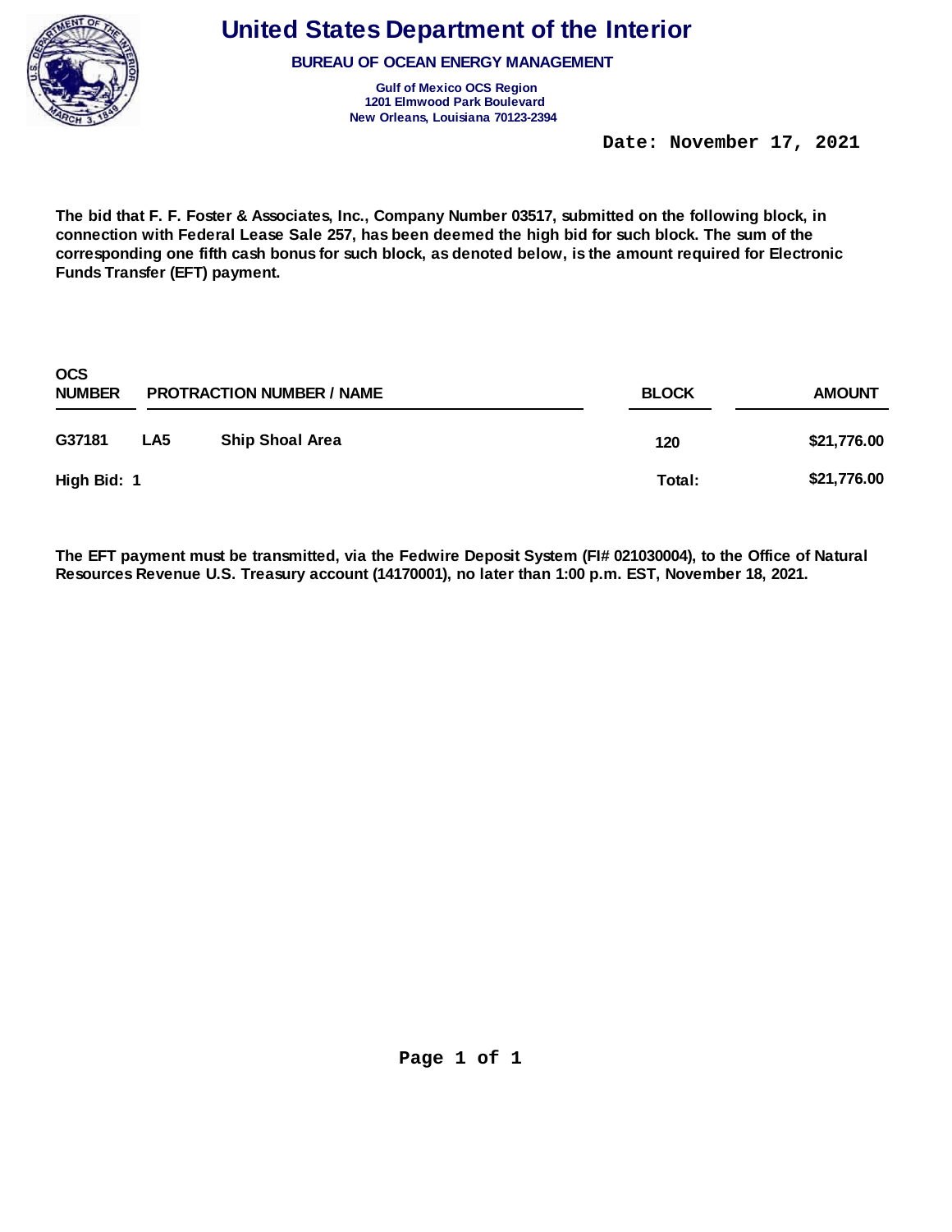# United States Department of the Interior

**BUREAU OF OCEAN ENERGY MANAGEMENT**

**Gulf of Mexico OCS Region**
**1201 Elmwood Park Boulevard**
**New Orleans, Louisiana 70123-2394**

**Date: November 17, 2021**

**The bid that F. F. Foster & Associates, Inc., Company Number 03517, submitted on the following block, in connection with Federal Lease Sale 257, has been deemed the high bid for such block. The sum of the corresponding one fifth cash bonus for such block, as denoted below, is the amount required for Electronic Funds Transfer (EFT) payment.**

| OCS NUMBER | PROTRACTION NUMBER / NAME | | BLOCK | AMOUNT |
|---|---|---|---|---|
| G37181 | LA5 | Ship Shoal Area | 120 | $21,776.00 |
| High Bid: 1 | | | Total: | $21,776.00 |

**The EFT payment must be transmitted, via the Fedwire Deposit System (FI# 021030004), to the Office of Natural Resources Revenue U.S. Treasury account (14170001), no later than 1:00 p.m. EST, November 18, 2021.**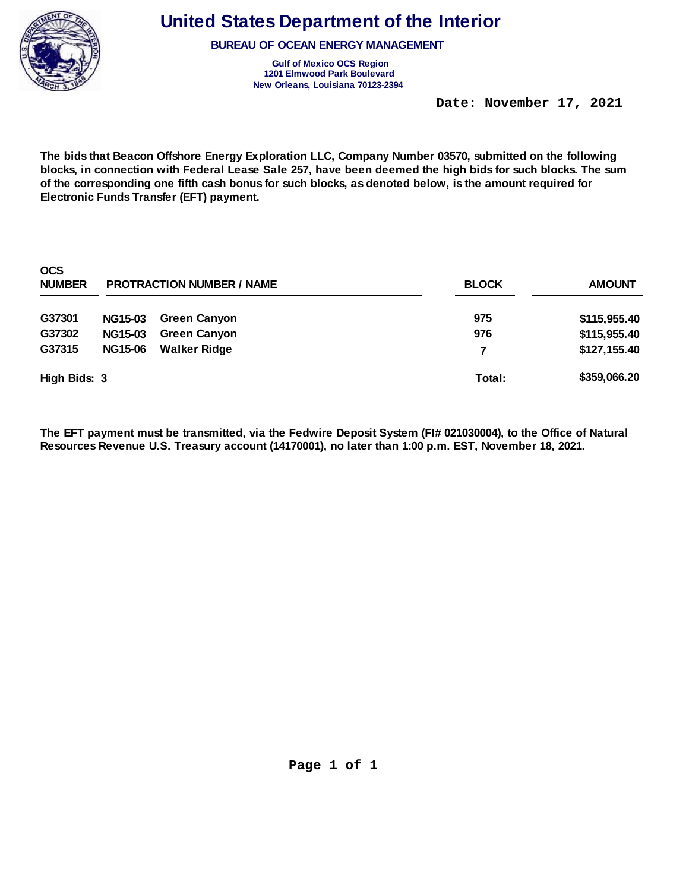# United States Department of the Interior

**BUREAU OF OCEAN ENERGY MANAGEMENT**

**Gulf of Mexico OCS Region**
**1201 Elmwood Park Boulevard**
**New Orleans, Louisiana 70123-2394**

**Date: November 17, 2021**

**The bids that Beacon Offshore Energy Exploration LLC, Company Number 03570, submitted on the following blocks, in connection with Federal Lease Sale 257, have been deemed the high bids for such blocks. The sum of the corresponding one fifth cash bonus for such blocks, as denoted below, is the amount required for Electronic Funds Transfer (EFT) payment.**

| OCS NUMBER | PROTRACTION NUMBER / NAME | | BLOCK | AMOUNT |
|---|---|---|---|---|
| G37301 | NG15-03 | Green Canyon | 975 | $115,955.40 |
| G37302 | NG15-03 | Green Canyon | 976 | $115,955.40 |
| G37315 | NG15-06 | Walker Ridge | 7 | $127,155.40 |
| **High Bids: 3** | | | **Total:** | **$359,066.20** |

**The EFT payment must be transmitted, via the Fedwire Deposit System (FI# 021030004), to the Office of Natural Resources Revenue U.S. Treasury account (14170001), no later than 1:00 p.m. EST, November 18, 2021.**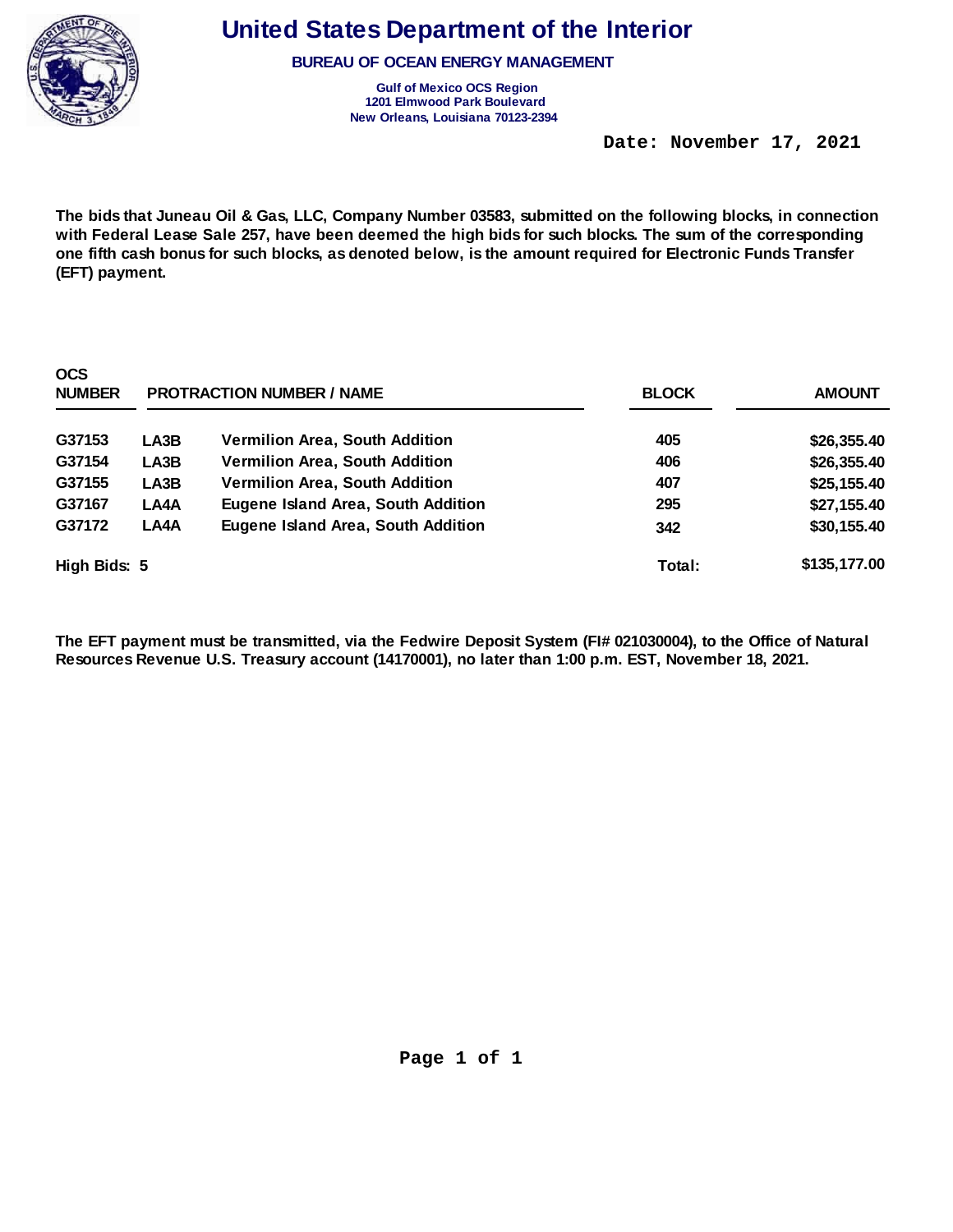# United States Department of the Interior

**BUREAU OF OCEAN ENERGY MANAGEMENT**

**Gulf of Mexico OCS Region**
**1201 Elmwood Park Boulevard**
**New Orleans, Louisiana 70123-2394**

**Date: November 17, 2021**

**The bids that Juneau Oil & Gas, LLC, Company Number 03583, submitted on the following blocks, in connection with Federal Lease Sale 257, have been deemed the high bids for such blocks. The sum of the corresponding one fifth cash bonus for such blocks, as denoted below, is the amount required for Electronic Funds Transfer (EFT) payment.**

| OCS NUMBER | PROTRACTION NUMBER / NAME | | BLOCK | AMOUNT |
|---|---|---|---|---|
| G37153 | LA3B | Vermilion Area, South Addition | 405 | $26,355.40 |
| G37154 | LA3B | Vermilion Area, South Addition | 406 | $26,355.40 |
| G37155 | LA3B | Vermilion Area, South Addition | 407 | $25,155.40 |
| G37167 | LA4A | Eugene Island Area, South Addition | 295 | $27,155.40 |
| G37172 | LA4A | Eugene Island Area, South Addition | 342 | $30,155.40 |
| **High Bids: 5** | | | **Total:** | **$135,177.00** |

**The EFT payment must be transmitted, via the Fedwire Deposit System (FI# 021030004), to the Office of Natural Resources Revenue U.S. Treasury account (14170001), no later than 1:00 p.m. EST, November 18, 2021.**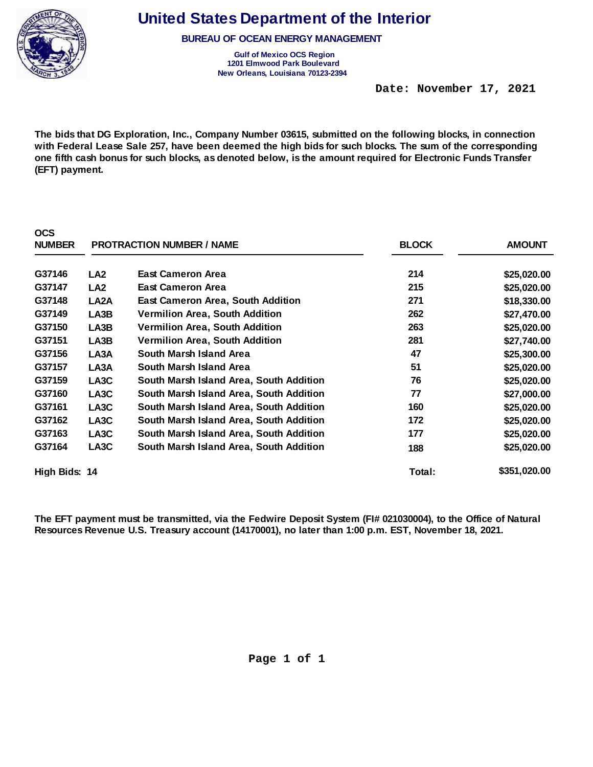# United States Department of the Interior

**BUREAU OF OCEAN ENERGY MANAGEMENT**

**Gulf of Mexico OCS Region**
**1201 Elmwood Park Boulevard**
**New Orleans, Louisiana 70123-2394**

**Date: November 17, 2021**

**The bids that DG Exploration, Inc., Company Number 03615, submitted on the following blocks, in connection with Federal Lease Sale 257, have been deemed the high bids for such blocks. The sum of the corresponding one fifth cash bonus for such blocks, as denoted below, is the amount required for Electronic Funds Transfer (EFT) payment.**

| OCS NUMBER | PROTRACTION NUMBER / NAME | | BLOCK | AMOUNT |
|---|---|---|---|---|
| G37146 | LA2 | East Cameron Area | 214 | $25,020.00 |
| G37147 | LA2 | East Cameron Area | 215 | $25,020.00 |
| G37148 | LA2A | East Cameron Area, South Addition | 271 | $18,330.00 |
| G37149 | LA3B | Vermilion Area, South Addition | 262 | $27,470.00 |
| G37150 | LA3B | Vermilion Area, South Addition | 263 | $25,020.00 |
| G37151 | LA3B | Vermilion Area, South Addition | 281 | $27,740.00 |
| G37156 | LA3A | South Marsh Island Area | 47 | $25,300.00 |
| G37157 | LA3A | South Marsh Island Area | 51 | $25,020.00 |
| G37159 | LA3C | South Marsh Island Area, South Addition | 76 | $25,020.00 |
| G37160 | LA3C | South Marsh Island Area, South Addition | 77 | $27,000.00 |
| G37161 | LA3C | South Marsh Island Area, South Addition | 160 | $25,020.00 |
| G37162 | LA3C | South Marsh Island Area, South Addition | 172 | $25,020.00 |
| G37163 | LA3C | South Marsh Island Area, South Addition | 177 | $25,020.00 |
| G37164 | LA3C | South Marsh Island Area, South Addition | 188 | $25,020.00 |
| High Bids: 14 | | | Total: | $351,020.00 |

**The EFT payment must be transmitted, via the Fedwire Deposit System (FI# 021030004), to the Office of Natural Resources Revenue U.S. Treasury account (14170001), no later than 1:00 p.m. EST, November 18, 2021.**